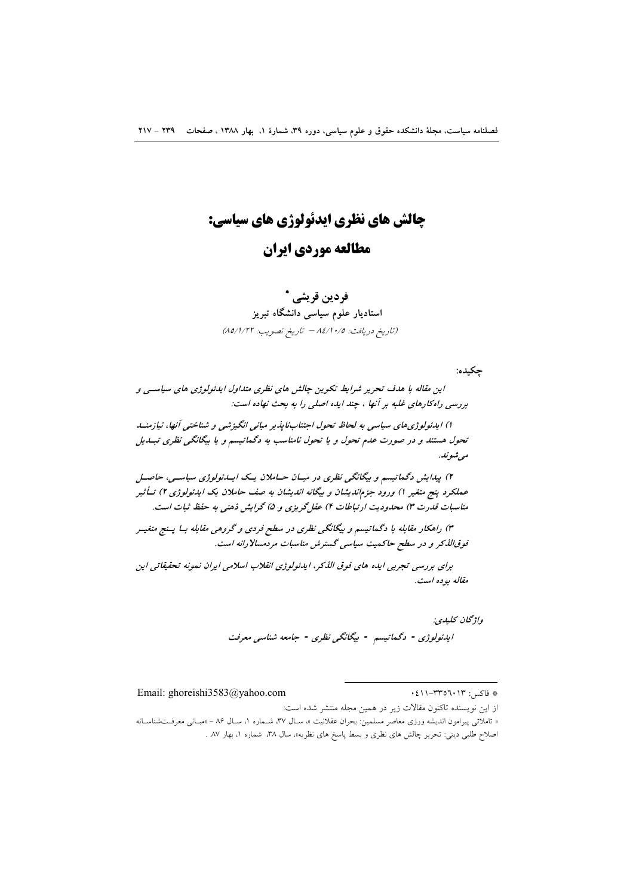# چالش های نظری ایدئولوژی های سیاسی:

# مطالعه موردی ایران

**فردین قریشی** *

**استادیار علوم سیاسی دانشگاه تبریز**

*(تاریخ دریافت: ۸٤/۱۰/۵ – تاریخ تصویب: ۸۵/۱/۲۲)*

**چکیده:**

*این مقاله با هدف تحریر شرایط تکوین چالش های نظری متداول ایدئولوژی های سیاسی و بررسی راه‌کارهای غلبه بر آنها ، چند ایده اصلی را به بحث نهاده است:*

*۱) ایدئولوژی‌های سیاسی به لحاظ تحول اجتناب‌ناپذیر مبانی انگیزشی و شناختی آنها، نیازمند تحول هستند و در صورت عدم تحول و یا تحول نامناسب به دگماتیسم و یا بیگانگی نظری تبدیل می‌شوند.*

*۲) پیدایش دگماتیسم و بیگانگی نظری در میان حاملان یک ایدئولوژی سیاسی، حاصل عملکرد پنج متغیر ۱) ورود جزم‌اندیشان و بیگانه اندیشان به صف حاملان یک ایدئولوژی ۲) تأثیر مناسبات قدرت ۳) محدودیت ارتباطات ۴) عقل‌گریزی و ۵) گرایش ذهنی به حفظ ثبات است.*

*۳) راهکار مقابله با دگماتیسم و بیگانگی نظری در سطح فردی و گروهی مقابله با پنج متغیر فوق‌الذکر و در سطح حاکمیت سیاسی گسترش مناسبات سیاسی مردمسالارانه است.*

*برای بررسی تجربی ایده های فوق الذکر، ایدئولوژی انقلاب اسلامی ایران نمونه تحقیقاتی این مقاله بوده است.*

*واژگان کلیدی:*

*ایدئولوژی - دگماتیسم - بیگانگی نظری - جامعه شناسی معرفت*

---

* فاکس: ۰٤۱۱-۳۳۵٦۰۱۳

Email: ghoreishi3583@yahoo.com

از این نویسنده تاکنون مقالات زیر در همین مجله منتشر شده است:

« تاملاتی پیرامون اندیشه ورزی معاصر مسلمین: بحران عقلانیت »، سال ۳۷، شماره ۱، سال ۸۶ – «مبانی معرفت‌شناسانه اصلاح طلبی دینی: تحریر چالش های نظری و بسط پاسخ های نظریه»، سال ۳۸، شماره ۱، بهار ۸۷ .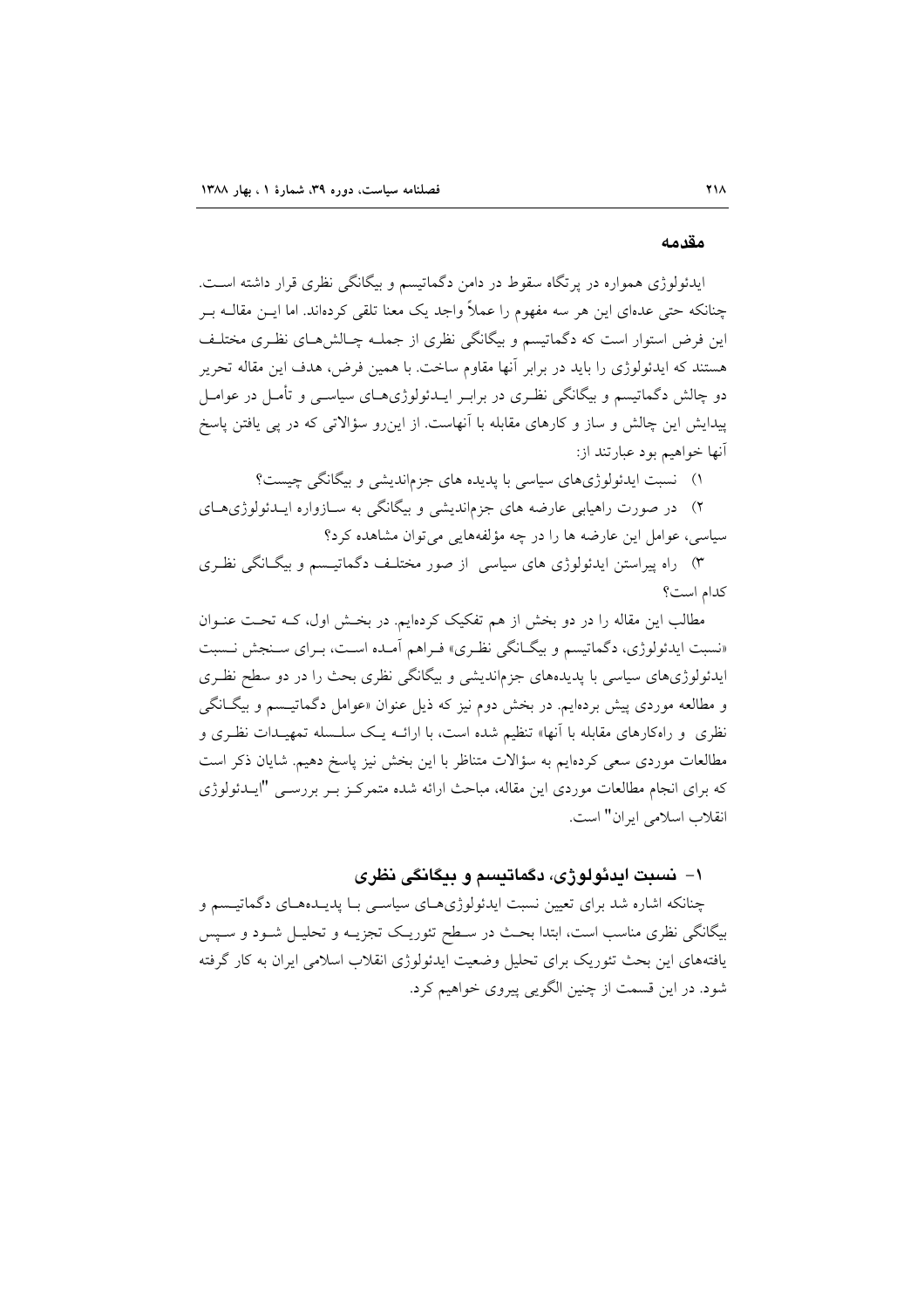## مقدمه

ایدئولوژی همواره در پرتگاه سقوط در دامن دگماتیسم و بیگانگی نظری قرار داشته است. چنانکه حتی عده‌ای این هر سه مفهوم را عملاً واجد یک معنا تلقی کرده‌اند. اما این مقاله بر این فرض استوار است که دگماتیسم و بیگانگی نظری از جمله چالش‌های نظری مختلف هستند که ایدئولوژی را باید در برابر آنها مقاوم ساخت. با همین فرض، هدف این مقاله تحریر دو چالش دگماتیسم و بیگانگی نظری در برابر ایدئولوژی‌های سیاسی و تأمل در عوامل پیدایش این چالش و ساز و کارهای مقابله با آنهاست. از این‌رو سؤالاتی که در پی یافتن پاسخ آنها خواهیم بود عبارتند از:

۱) نسبت ایدئولوژی‌های سیاسی با پدیده های جزم‌اندیشی و بیگانگی چیست؟

۲) در صورت راهیابی عارضه های جزم‌اندیشی و بیگانگی به سازواره ایدئولوژی‌های سیاسی، عوامل این عارضه ها را در چه مؤلفه‌هایی می‌توان مشاهده کرد؟

۳) راه پیراستن ایدئولوژی های سیاسی از صور مختلف دگماتیسم و بیگانگی نظری کدام است؟

مطالب این مقاله را در دو بخش از هم تفکیک کرده‌ایم. در بخش اول، که تحت عنوان «نسبت ایدئولوژی، دگماتیسم و بیگانگی نظری» فراهم آمده است، برای سنجش نسبت ایدئولوژی‌های سیاسی با پدیده‌های جزم‌اندیشی و بیگانگی نظری بحث را در دو سطح نظری و مطالعه موردی پیش برده‌ایم. در بخش دوم نیز که ذیل عنوان «عوامل دگماتیسم و بیگانگی نظری و راه‌کارهای مقابله با آنها» تنظیم شده است، با ارائه یک سلسله تمهیدات نظری و مطالعات موردی سعی کرده‌ایم به سؤالات متناظر با این بخش نیز پاسخ دهیم. شایان ذکر است که برای انجام مطالعات موردی این مقاله، مباحث ارائه شده متمرکز بر بررسی "ایدئولوژی انقلاب اسلامی ایران" است.

## ۱- نسبت ایدئولوژی، دگماتیسم و بیگانگی نظری

چنانکه اشاره شد برای تعیین نسبت ایدئولوژی‌های سیاسی با پدیده‌های دگماتیسم و بیگانگی نظری مناسب است، ابتدا بحث در سطح تئوریک تجزیه و تحلیل شود و سپس یافته‌های این بحث تئوریک برای تحلیل وضعیت ایدئولوژی انقلاب اسلامی ایران به کار گرفته شود. در این قسمت از چنین الگویی پیروی خواهیم کرد.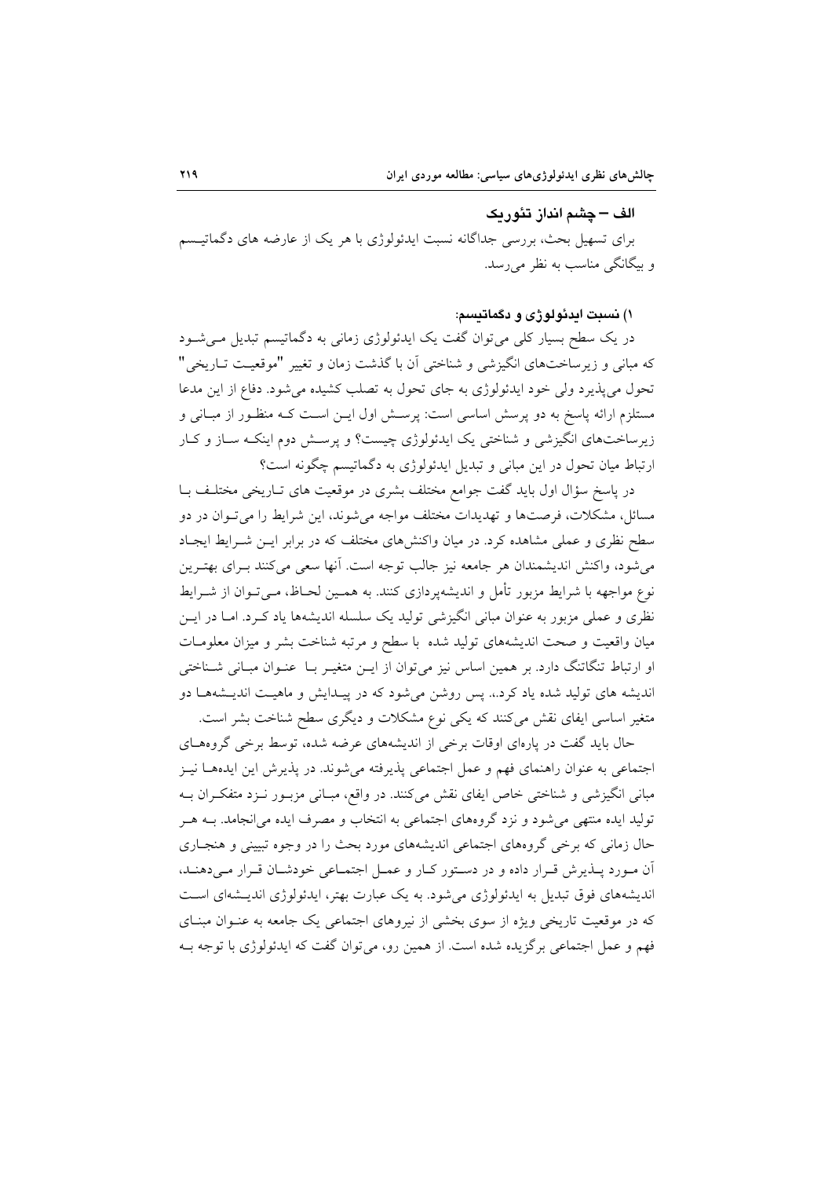### الف – چشم انداز تئوریک

برای تسهیل بحث، بررسی جداگانه نسبت ایدئولوژی با هر یک از عارضه های دگماتیسم و بیگانگی مناسب به نظر می‌رسد.

#### ۱) نسبت ایدئولوژی و دگماتیسم:

در یک سطح بسیار کلی می‌توان گفت یک ایدئولوژی زمانی به دگماتیسم تبدیل می‌شود که مبانی و زیرساخت‌های انگیزشی و شناختی آن با گذشت زمان و تغییر "موقعیت تاریخی" تحول می‌پذیرد ولی خود ایدئولوژی به جای تحول به تصلب کشیده می‌شود. دفاع از این مدعا مستلزم ارائه پاسخ به دو پرسش اساسی است: پرسش اول این است که منظور از مبانی و زیرساخت‌های انگیزشی و شناختی یک ایدئولوژی چیست؟ و پرسش دوم اینکه ساز و کار ارتباط میان تحول در این مبانی و تبدیل ایدئولوژی به دگماتیسم چگونه است؟

در پاسخ سؤال اول باید گفت جوامع مختلف بشری در موقعیت های تاریخی مختلف با مسائل، مشکلات، فرصت‌ها و تهدیدات مختلف مواجه می‌شوند، این شرایط را می‌توان در دو سطح نظری و عملی مشاهده کرد. در میان واکنش‌های مختلف که در برابر این شرایط ایجاد می‌شود، واکنش اندیشمندان هر جامعه نیز جالب توجه است. آنها سعی می‌کنند برای بهترین نوع مواجهه با شرایط مزبور تأمل و اندیشه‌پردازی کنند. به همین لحاظ، می‌توان از شرایط نظری و عملی مزبور به عنوان مبانی انگیزشی تولید یک سلسله اندیشه‌ها یاد کرد. اما در این میان واقعیت و صحت اندیشه‌های تولید شده با سطح و مرتبه شناخت بشر و میزان معلومات او ارتباط تنگاتنگ دارد. بر همین اساس نیز می‌توان از این متغیر با عنوان مبانی شناختی اندیشه های تولید شده یاد کرد.، پس روشن می‌شود که در پیدایش و ماهیت اندیشه‌ها دو متغیر اساسی ایفای نقش می‌کنند که یکی نوع مشکلات و دیگری سطح شناخت بشر است.

حال باید گفت در پاره‌ای اوقات برخی از اندیشه‌های عرضه شده، توسط برخی گروه‌های اجتماعی به عنوان راهنمای فهم و عمل اجتماعی پذیرفته می‌شوند. در پذیرش این ایده‌ها نیز مبانی انگیزشی و شناختی خاص ایفای نقش می‌کنند. در واقع، مبانی مزبور نزد متفکران به تولید ایده منتهی می‌شود و نزد گروه‌های اجتماعی به انتخاب و مصرف ایده می‌انجامد. به هر حال زمانی که برخی گروه‌های اجتماعی اندیشه‌های مورد بحث را در وجوه تبیینی و هنجاری آن مورد پذیرش قرار داده و در دستور کار و عمل اجتماعی خودشان قرار می‌دهند، اندیشه‌های فوق تبدیل به ایدئولوژی می‌شود. به یک عبارت بهتر، ایدئولوژی اندیشه‌ای است که در موقعیت تاریخی ویژه از سوی بخشی از نیروهای اجتماعی یک جامعه به عنوان مبنای فهم و عمل اجتماعی برگزیده شده است. از همین رو، می‌توان گفت که ایدئولوژی با توجه به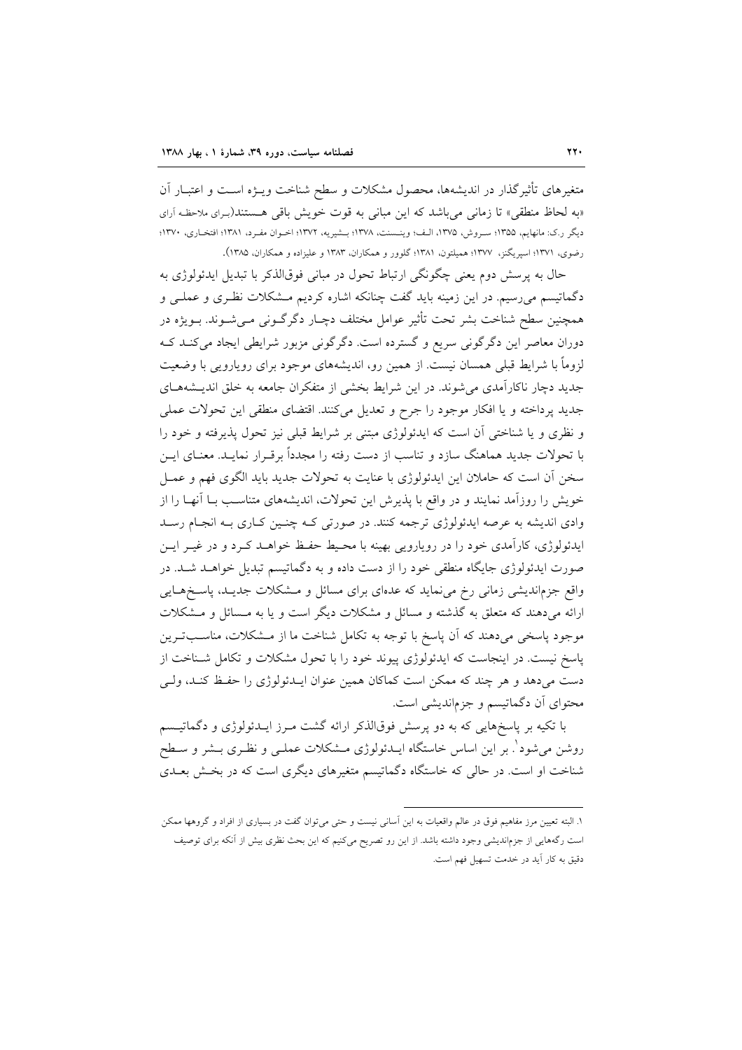متغیرهای تأثیرگذار در اندیشه‌ها، محصول مشکلات و سطح شناخت ویـژه اسـت و اعتبـار آن «به لحاظ منطقی» تا زمانی می‌باشد که این مبانی به قوت خویش باقی هسـتند(بـرای ملاحظـه آرای دیگر ر.ک: مانهایم، ۱۳۵۵؛ سـروش، ۱۳۷۵، الـف؛ وینـسنت، ۱۳۷۸؛ بـشیریه، ۱۳۷۲؛ اخـوان مفـرد، ۱۳۸۱؛ افتخـاری، ۱۳۷۰؛ رضوی، ۱۳۷۱؛ اسپریگنز، ۱۳۷۷؛ همیلتون، ۱۳۸۱؛ گلوور و همکاران، ۱۳۸۳ و علیزاده و همکاران، ۱۳۸۵).

حال به پرسش دوم یعنی چگونگی ارتباط تحول در مبانی فوق‌الذکر با تبدیل ایدئولوژی به دگماتیسم می‌رسیم. در این زمینه باید گفت چنانکه اشاره کردیم مـشکلات نظـری و عملـی و همچنین سطح شناخت بشر تحت تأثیر عوامل مختلف دچـار دگرگـونی مـی‌شـوند. بـویژه در دوران معاصر این دگرگونی سریع و گسترده است. دگرگونی مزبور شرایطی ایجاد می‌کنـد کـه لزوماً با شرایط قبلی همسان نیست. از همین رو، اندیشه‌های موجود برای رویارویی با وضعیت جدید دچار ناکارآمدی می‌شوند. در این شرایط بخشی از متفکران جامعه به خلق اندیـشه‌هـای جدید پرداخته و یا افکار موجود را جرح و تعدیل می‌کنند. اقتضای منطقی این تحولات عملی و نظری و یا شناختی آن است که ایدئولوژی مبتنی بر شرایط قبلی نیز تحول پذیرفته و خود را با تحولات جدید هماهنگ سازد و تناسب از دست رفته را مجدداً برقـرار نمایـد. معنـای ایـن سخن آن است که حاملان این ایدئولوژی با عنایت به تحولات جدید باید الگوی فهم و عمـل خویش را روزآمد نمایند و در واقع با پذیرش این تحولات، اندیشه‌های متناسـب بـا آنهـا را از وادی اندیشه به عرصه ایدئولوژی ترجمه کنند. در صورتی کـه چنـین کـاری بـه انجـام رسـد ایدئولوژی، کارآمدی خود را در رویارویی بهینه با محـیط حفـظ خواهـد کـرد و در غیـر ایـن صورت ایدئولوژی جایگاه منطقی خود را از دست داده و به دگماتیسم تبدیل خواهـد شـد. در واقع جزم‌اندیشی زمانی رخ می‌نماید که عده‌ای برای مسائل و مـشکلات جدیـد، پاسـخ‌هـایی ارائه می‌دهند که متعلق به گذشته و مسائل و مشکلات دیگر است و یا به مـسائل و مـشکلات موجود پاسخی می‌دهند که آن پاسخ با توجه به تکامل شناخت ما از مـشکلات، مناسـب‌تـرین پاسخ نیست. در اینجاست که ایدئولوژی پیوند خود را با تحول مشکلات و تکامل شـناخت از دست می‌دهد و هر چند که ممکن است کماکان همین عنوان ایـدئولوژی را حفـظ کنـد، ولـی محتوای آن دگماتیسم و جزم‌اندیشی است.

با تکیه بر پاسخ‌هایی که به دو پرسش فوق‌الذکر ارائه گشت مـرز ایـدئولوژی و دگماتیـسم روشن می‌شود[1]. بر این اساس خاستگاه ایـدئولوژی مـشکلات عملـی و نظـری بـشر و سـطح شناخت او است. در حالی که خاستگاه دگماتیسم متغیرهای دیگری است که در بخـش بعـدی

---

[1] البته تعیین مرز مفاهیم فوق در عالم واقعیات به این آسانی نیست و حتی می‌توان گفت در بسیاری از افراد و گروهها ممکن است رگه‌هایی از جزم‌اندیشی وجود داشته باشد. از این رو تصریح می‌کنیم که این بحث نظری بیش از آنکه برای توصیف دقیق به کار آید در خدمت تسهیل فهم است.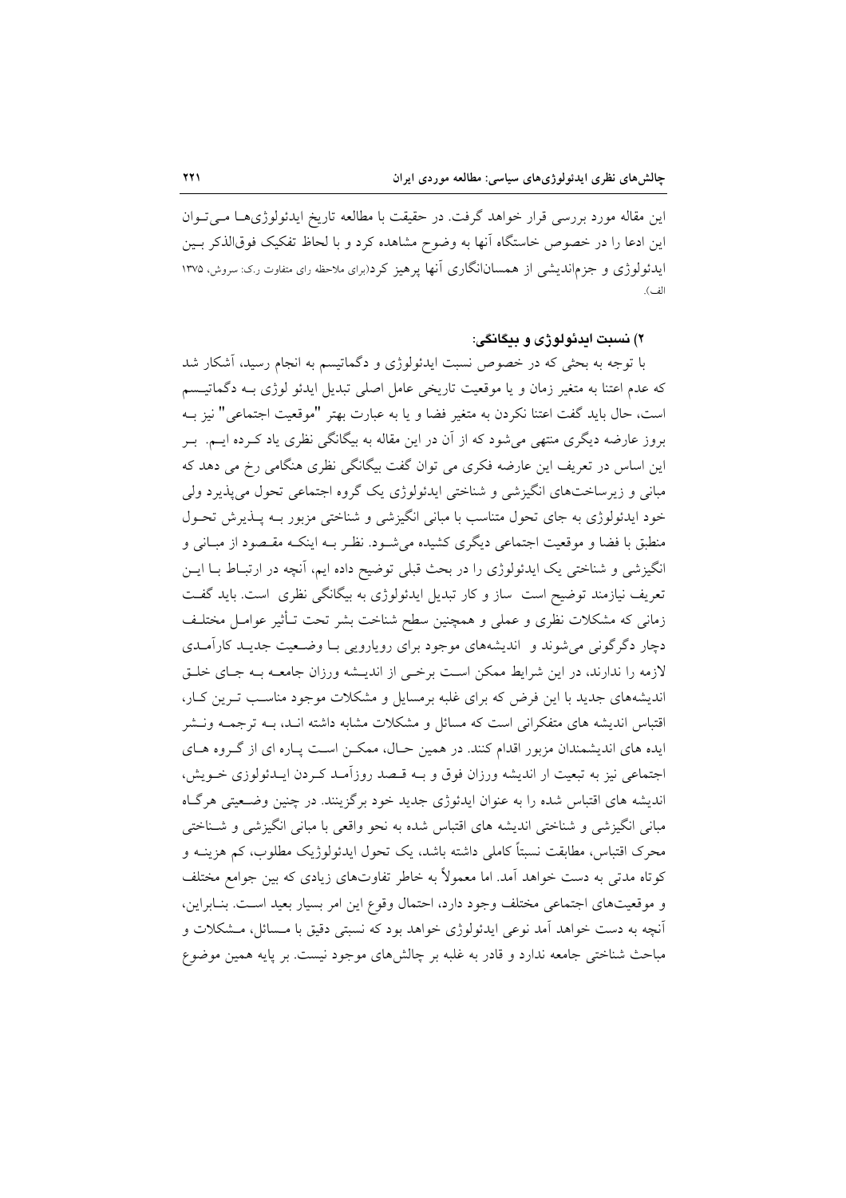این مقاله مورد بررسی قرار خواهد گرفت. در حقیقت با مطالعه تاریخ ایدئولوژی‌ها می‌توان این ادعا را در خصوص خاستگاه آنها به وضوح مشاهده کرد و با لحاظ تفکیک فوق‌الذکر بین ایدئولوژی و جزم‌اندیشی از همسان‌انگاری آنها پرهیز کرد(برای ملاحظه رای متفاوت ر.ک: سروش، ۱۳۷۵ الف).

### ۲) نسبت ایدئولوژی و بیگانگی:

با توجه به بحثی که در خصوص نسبت ایدئولوژی و دگماتیسم به انجام رسید، آشکار شد که عدم اعتنا به متغیر زمان و یا موقعیت تاریخی عامل اصلی تبدیل ایدئو لوژی به دگماتیسم است، حال باید گفت اعتنا نکردن به متغیر فضا و یا به عبارت بهتر "موقعیت اجتماعی" نیز به بروز عارضه دیگری منتهی می‌شود که از آن در این مقاله به بیگانگی نظری یاد کرده ایم. بر این اساس در تعریف این عارضه فکری می توان گفت بیگانگی نظری هنگامی رخ می دهد که مبانی و زیرساخت‌های انگیزشی و شناختی ایدئولوژی یک گروه اجتماعی تحول می‌پذیرد ولی خود ایدئولوژی به جای تحول متناسب با مبانی انگیزشی و شناختی مزبور به پذیرش تحول منطبق با فضا و موقعیت اجتماعی دیگری کشیده می‌شود. نظر به اینکه مقصود از مبانی و انگیزشی و شناختی یک ایدئولوژی را در بحث قبلی توضیح داده ایم، آنچه در ارتباط با این تعریف نیازمند توضیح است ساز و کار تبدیل ایدئولوژی به بیگانگی نظری است. باید گفت زمانی که مشکلات نظری و عملی و همچنین سطح شناخت بشر تحت تأثیر عوامل مختلف دچار دگرگونی می‌شوند و اندیشه‌های موجود برای رویارویی با وضعیت جدید کارآمدی لازمه را ندارند، در این شرایط ممکن است برخی از اندیشه ورزان جامعه به جای خلق اندیشه‌های جدید با این فرض که برای غلبه برمسایل و مشکلات موجود مناسب ترین کار، اقتباس اندیشه های متفکرانی است که مسائل و مشکلات مشابه داشته اند، به ترجمه ونشر ایده های اندیشمندان مزبور اقدام کنند. در همین حال، ممکن است پاره ای از گروه های اجتماعی نیز به تبعیت از اندیشه ورزان فوق و به قصد روزآمد کردن ایدئولوزی خویش، اندیشه های اقتباس شده را به عنوان ایدئوژی جدید خود برگزینند. در چنین وضعیتی هرگاه مبانی انگیزشی و شناختی اندیشه های اقتباس شده به نحو واقعی با مبانی انگیزشی و شناختی محرک اقتباس، مطابقت نسبتاً کاملی داشته باشد، یک تحول ایدئولوژیک مطلوب، کم هزینه و کوتاه مدتی به دست خواهد آمد. اما معمولاً به خاطر تفاوت‌های زیادی که بین جوامع مختلف و موقعیت‌های اجتماعی مختلف وجود دارد، احتمال وقوع این امر بسیار بعید است. بنابراین، آنچه به دست خواهد آمد نوعی ایدئولوژی خواهد بود که نسبتی دقیق با مسائل، مشکلات و مباحث شناختی جامعه ندارد و قادر به غلبه بر چالش‌های موجود نیست. بر پایه همین موضوع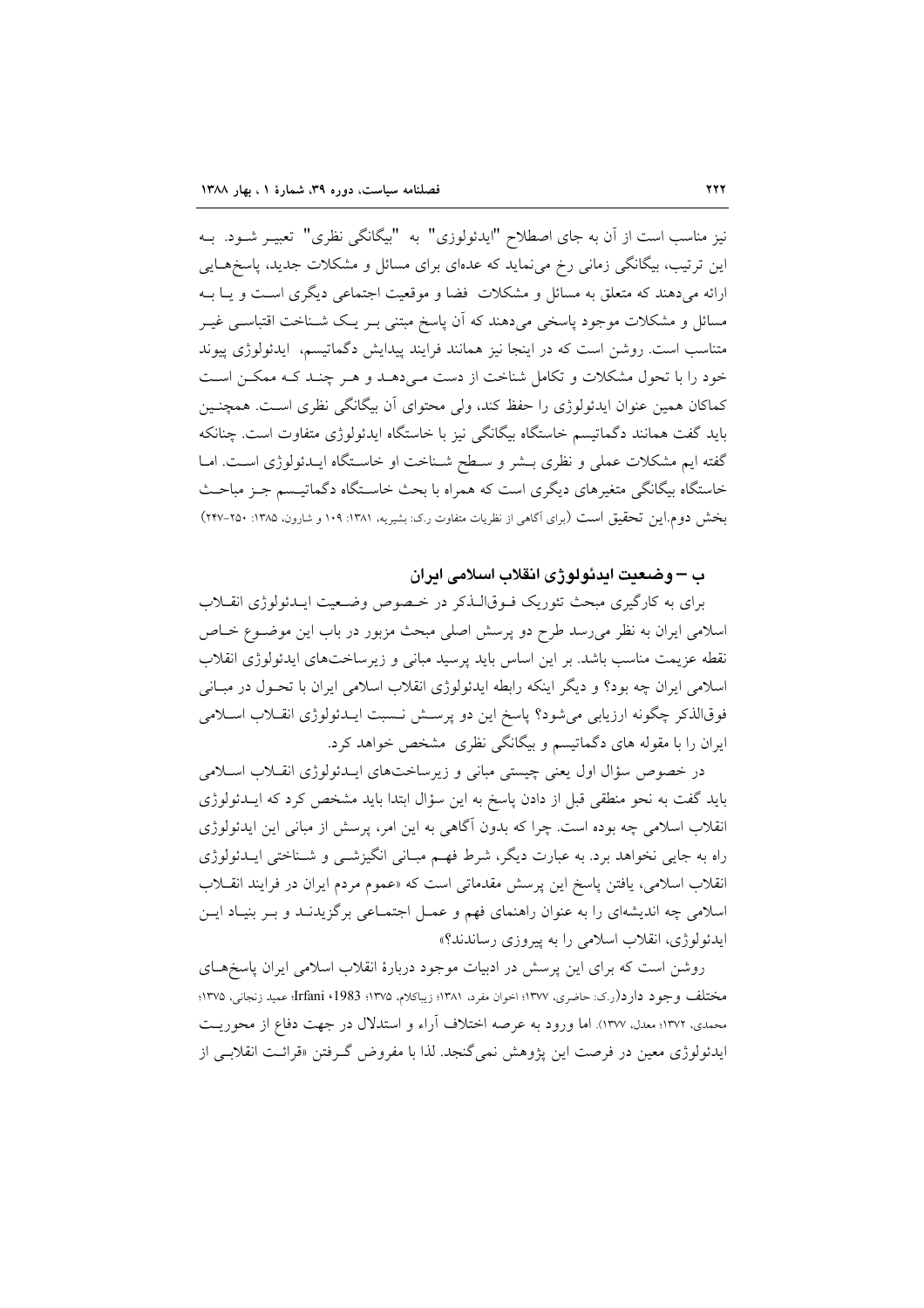نیز مناسب است از آن به جای اصطلاح "ایدئولوزی" به "بیگانگی نظری" تعبیر شود. به این ترتیب، بیگانگی زمانی رخ می‌نماید که عده‌ای برای مسائل و مشکلات جدید، پاسخ‌هایی ارائه می‌دهند که متعلق به مسائل و مشکلات فضا و موقعیت اجتماعی دیگری است و یا به مسائل و مشکلات موجود پاسخی می‌دهند که آن پاسخ مبتنی بر یک شناخت اقتباسی غیر متناسب است. روشن است که در اینجا نیز همانند فرایند پیدایش دگماتیسم، ایدئولوژی پیوند خود را با تحول مشکلات و تکامل شناخت از دست می‌دهد و هر چند که ممکن است کماکان همین عنوان ایدئولوژی را حفظ کند، ولی محتوای آن بیگانگی نظری است. همچنین باید گفت همانند دگماتیسم خاستگاه بیگانگی نیز با خاستگاه ایدئولوژی متفاوت است. چنانکه گفته ایم مشکلات عملی و نظری بشر و سطح شناخت او خاستگاه ایدئولوژی است. اما خاستگاه بیگانگی متغیرهای دیگری است که همراه با بحث خاستگاه دگماتیسم جز مباحث بخش دوم.این تحقیق است (برای آگاهی از نظریات متفاوت ر.ک: بشیریه، ۱۳۸۱: ۱۰۹ و شارون، ۱۳۸۵: ۲۵۰–۲۴۷)

## ب – وضعیت ایدئولوژی انقلاب اسلامی ایران

برای به کارگیری مبحث تئوریک فوق‌الذکر در خصوص وضعیت ایدئولوژی انقلاب اسلامی ایران به نظر می‌رسد طرح دو پرسش اصلی مبحث مزبور در باب این موضوع خاص نقطه عزیمت مناسب باشد. بر این اساس باید پرسید مبانی و زیرساخت‌های ایدئولوژی انقلاب اسلامی ایران چه بود؟ و دیگر اینکه رابطه ایدئولوژی انقلاب اسلامی ایران با تحول در مبانی فوق‌الذکر چگونه ارزیابی می‌شود؟ پاسخ این دو پرسش نسبت ایدئولوژی انقلاب اسلامی ایران را با مقوله های دگماتیسم و بیگانگی نظری مشخص خواهد کرد.

در خصوص سؤال اول یعنی چیستی مبانی و زیرساخت‌های ایدئولوژی انقلاب اسلامی باید گفت به نحو منطقی قبل از دادن پاسخ به این سؤال ابتدا باید مشخص کرد که ایدئولوژی انقلاب اسلامی چه بوده است. چرا که بدون آگاهی به این امر، پرسش از مبانی این ایدئولوژی راه به جایی نخواهد برد. به عبارت دیگر، شرط فهم مبانی انگیزشی و شناختی ایدئولوژی انقلاب اسلامی، یافتن پاسخ این پرسش مقدماتی است که «عموم مردم ایران در فرایند انقلاب اسلامی چه اندیشه‌ای را به عنوان راهنمای فهم و عمل اجتماعی برگزیدند و بر بنیاد این ایدئولوژی، انقلاب اسلامی را به پیروزی رساندند؟»

روشن است که برای این پرسش در ادبیات موجود دربارهٔ انقلاب اسلامی ایران پاسخ‌های مختلف وجود دارد(ر.ک: حاضری، ۱۳۷۷؛ اخوان مفرد، ۱۳۸۱؛ زیباکلام، ۱۳۷۵؛ Irfani، 1983؛ عمید زنجانی، ۱۳۷۵؛ محمدی، ۱۳۷۲؛ معدل، ۱۳۷۷). اما ورود به عرصه اختلاف آراء و استدلال در جهت دفاع از محوریت ایدئولوژی معین در فرصت این پژوهش نمی‌گنجد. لذا با مفروض گرفتن «قرائت انقلابی از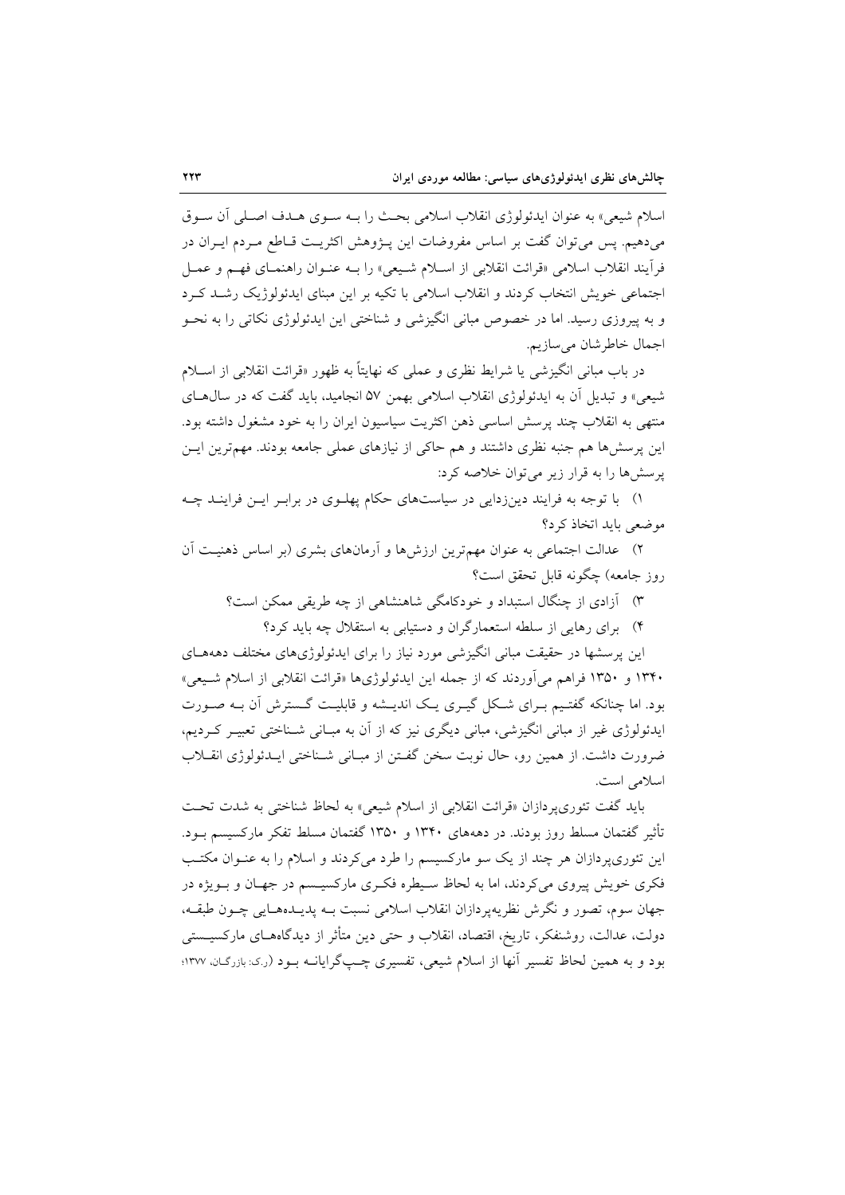اسلام شیعی» به عنوان ایدئولوژی انقلاب اسلامی بحث را بـه سـوی هـدف اصـلی آن سـوق می‌دهیم. پس می‌توان گفت بر اساس مفروضات این پـژوهش اکثریـت قـاطع مـردم ایـران در فرآیند انقلاب اسلامی «قرائت انقلابی از اسـلام شـیعی» را بـه عنـوان راهنمـای فهـم و عمـل اجتماعی خویش انتخاب کردند و انقلاب اسلامی با تکیه بر این مبنای ایدئولوژیک رشـد کـرد و به پیروزی رسید. اما در خصوص مبانی انگیزشی و شناختی این ایدئولوژی نکاتی را به نحـو اجمال خاطرشان می‌سازیم.

در باب مبانی انگیزشی یا شرایط نظری و عملی که نهایتاً به ظهور «قرائت انقلابی از اسـلام شیعی» و تبدیل آن به ایدئولوژی انقلاب اسلامی بهمن ۵۷ انجامید، باید گفت که در سال‌هـای منتهی به انقلاب چند پرسش اساسی ذهن اکثریت سیاسیون ایران را به خود مشغول داشته بود. این پرسش‌ها هم جنبه نظری داشتند و هم حاکی از نیازهای عملی جامعه بودند. مهم‌ترین ایـن پرسش‌ها را به قرار زیر می‌توان خلاصه کرد:

۱) با توجه به فرایند دین‌زدایی در سیاست‌های حکام پهلـوی در برابـر ایـن فراینـد چـه موضعی باید اتخاذ کرد؟

۲) عدالت اجتماعی به عنوان مهم‌ترین ارزش‌ها و آرمان‌های بشری (بر اساس ذهنیـت آن روز جامعه) چگونه قابل تحقق است؟

۳) آزادی از چنگال استبداد و خودکامگی شاهنشاهی از چه طریقی ممکن است؟

۴) برای رهایی از سلطه استعمارگران و دستیابی به استقلال چه باید کرد؟

این پرسشها در حقیقت مبانی انگیزشی مورد نیاز را برای ایدئولوژی‌های مختلف دهه‌هـای ۱۳۴۰ و ۱۳۵۰ فراهم می‌آوردند که از جمله این ایدئولوژی‌ها «قرائت انقلابی از اسلام شـیعی» بود. اما چنانکه گفتـیم بـرای شـکل گیـری یـک اندیـشه و قابلیـت گـسترش آن بـه صـورت ایدئولوژی غیر از مبانی انگیزشی، مبانی دیگری نیز که از آن به مبـانی شـناختی تعبیـر کـردیم، ضرورت داشت. از همین رو، حال نوبت سخن گفـتن از مبـانی شـناختی ایـدئولوژی انقـلاب اسلامی است.

باید گفت تئوری‌پردازان «قرائت انقلابی از اسلام شیعی» به لحاظ شناختی به شدت تحـت تأثیر گفتمان مسلط روز بودند. در دهه‌های ۱۳۴۰ و ۱۳۵۰ گفتمان مسلط تفکر مارکسیسم بـود. این تئوری‌پردازان هر چند از یک سو مارکسیسم را طرد می‌کردند و اسلام را به عنـوان مکتـب فکری خویش پیروی می‌کردند، اما به لحاظ سـیطره فکـری مارکسیـسم در جهـان و بـویژه در جهان سوم، تصور و نگرش نظریه‌پردازان انقلاب اسلامی نسبت بـه پدیـده‌هـایی چـون طبقـه، دولت، عدالت، روشنفکر، تاریخ، اقتصاد، انقلاب و حتی دین متأثر از دیدگاه‌هـای مارکسیـستی بود و به همین لحاظ تفسیر آنها از اسلام شیعی، تفسیری چـپ‌گرایانـه بـود (ر.ک: بازرگـان، ۱۳۷۷؛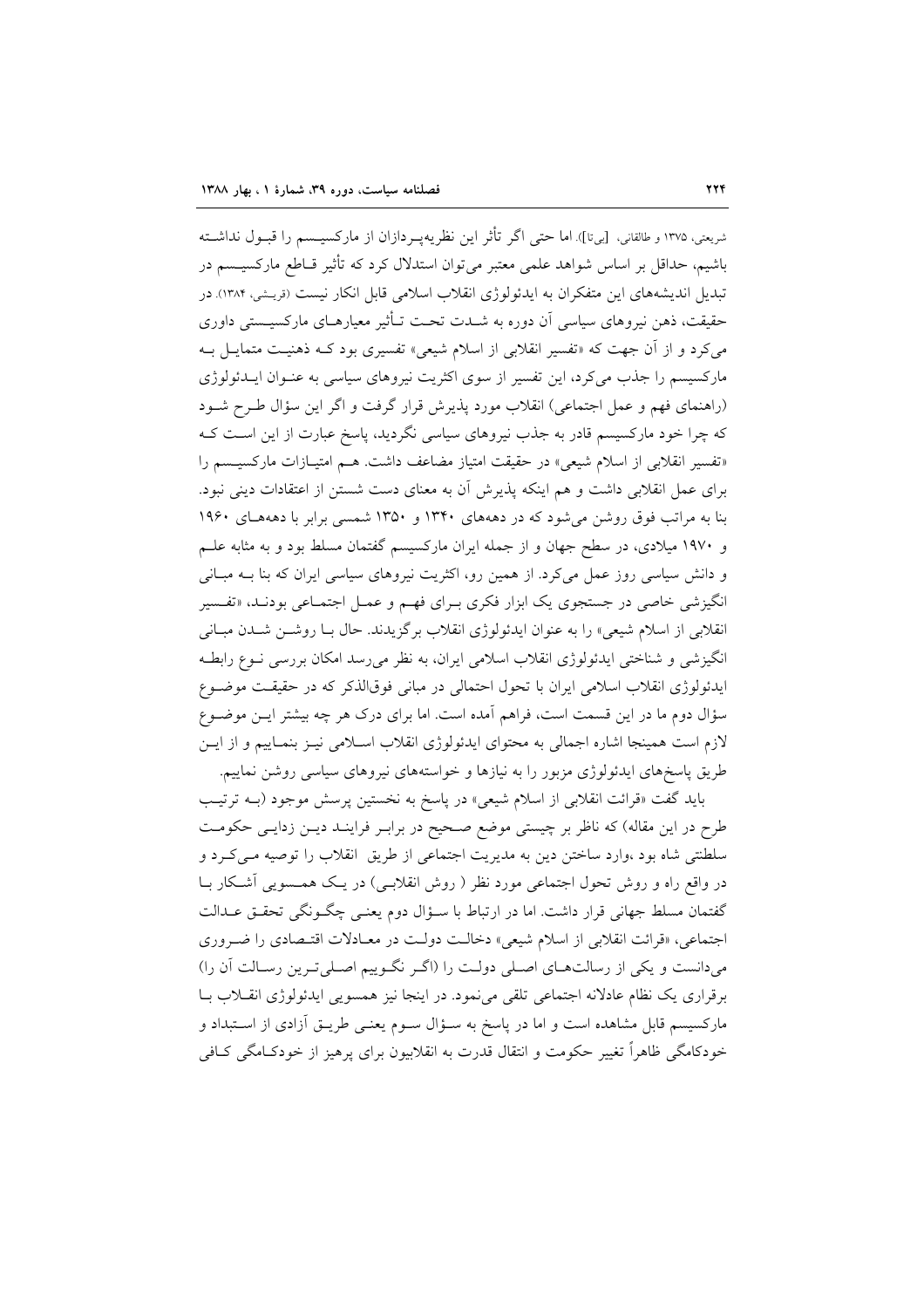شریعتی، ۱۳۷۵ و طالقانی، [بی‌تا]). اما حتی اگر تأثر این نظریه‌پردازان از مارکسیسم را قبول نداشته باشیم، حداقل بر اساس شواهد علمی معتبر می‌توان استدلال کرد که تأثیر قاطع مارکسیسم در تبدیل اندیشه‌های این متفکران به ایدئولوژی انقلاب اسلامی قابل انکار نیست (قریشی، ۱۳۸۴). در حقیقت، ذهن نیروهای سیاسی آن دوره به شدت تحت تأثیر معیارهای مارکسیستی داوری می‌کرد و از آن جهت که «تفسیر انقلابی از اسلام شیعی» تفسیری بود که ذهنیت متمایل به مارکسیسم را جذب می‌کرد، این تفسیر از سوی اکثریت نیروهای سیاسی به عنوان ایدئولوژی (راهنمای فهم و عمل اجتماعی) انقلاب مورد پذیرش قرار گرفت و اگر این سؤال طرح شود که چرا خود مارکسیسم قادر به جذب نیروهای سیاسی نگردید، پاسخ عبارت از این است که «تفسیر انقلابی از اسلام شیعی» در حقیقت امتیاز مضاعف داشت. هم امتیازات مارکسیسم را برای عمل انقلابی داشت و هم اینکه پذیرش آن به معنای دست شستن از اعتقادات دینی نبود. بنا به مراتب فوق روشن می‌شود که در دهه‌های ۱۳۴۰ و ۱۳۵۰ شمسی برابر با دهه‌های ۱۹۶۰ و ۱۹۷۰ میلادی، در سطح جهان و از جمله ایران مارکسیسم گفتمان مسلط بود و به مثابه علم و دانش سیاسی روز عمل می‌کرد. از همین رو، اکثریت نیروهای سیاسی ایران که بنا به مبانی انگیزشی خاصی در جستجوی یک ابزار فکری برای فهم و عمل اجتماعی بودند، «تفسیر انقلابی از اسلام شیعی» را به عنوان ایدئولوژی انقلاب برگزیدند. حال با روشن شدن مبانی انگیزشی و شناختی ایدئولوژی انقلاب اسلامی ایران، به نظر می‌رسد امکان بررسی نوع رابطه ایدئولوژی انقلاب اسلامی ایران با تحول احتمالی در مبانی فوق‌الذکر که در حقیقت موضوع سؤال دوم ما در این قسمت است، فراهم آمده است. اما برای درک هر چه بیشتر این موضوع لازم است همینجا اشاره اجمالی به محتوای ایدئولوژی انقلاب اسلامی نیز بنماییم و از این طریق پاسخ‌های ایدئولوژی مزبور را به نیازها و خواسته‌های نیروهای سیاسی روشن نماییم.

باید گفت «قرائت انقلابی از اسلام شیعی» در پاسخ به نخستین پرسش موجود (به ترتیب طرح در این مقاله) که ناظر بر چیستی موضع صحیح در برابر فرایند دین زدایی حکومت سلطنتی شاه بود ،وارد ساختن دین به مدیریت اجتماعی از طریق انقلاب را توصیه می‌کرد و در واقع راه و روش تحول اجتماعی مورد نظر ( روش انقلابی) در یک همسویی آشکار با گفتمان مسلط جهانی قرار داشت. اما در ارتباط با سؤال دوم یعنی چگونگی تحقق عدالت اجتماعی، «قرائت انقلابی از اسلام شیعی» دخالت دولت در معادلات اقتصادی را ضروری می‌دانست و یکی از رسالت‌های اصلی دولت را (اگر نگوییم اصلی‌ترین رسالت آن را) برقراری یک نظام عادلانه اجتماعی تلقی می‌نمود. در اینجا نیز همسویی ایدئولوژی انقلاب با مارکسیسم قابل مشاهده است و اما در پاسخ به سؤال سوم یعنی طریق آزادی از استبداد و خودکامگی ظاهراً تغییر حکومت و انتقال قدرت به انقلابیون برای پرهیز از خودکامگی کافی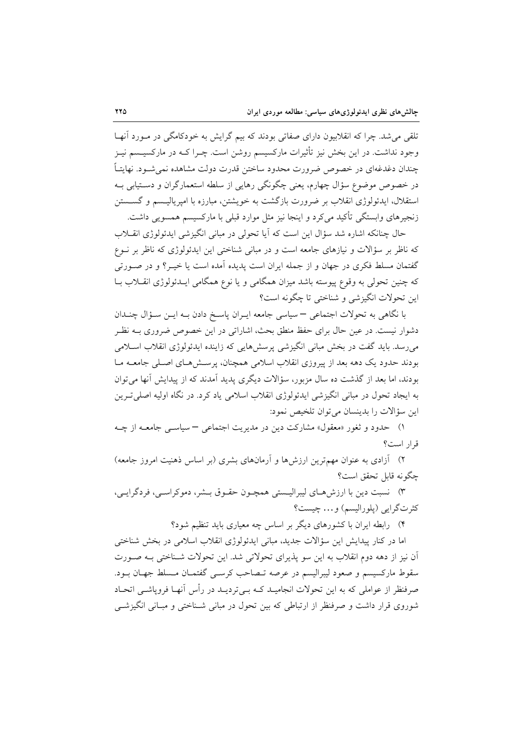تلقی می‌شد. چرا که انقلابیون دارای صفاتی بودند که بیم گرایش به خودکامگی در مورد آنها وجود نداشت. در این بخش نیز تأثیرات مارکسیسم روشن است. چرا که در مارکسیسم نیز چندان دغدغه‌ای در خصوص ضرورت محدود ساختن قدرت دولت مشاهده نمی‌شود. نهایتاً در خصوص موضوع سؤال چهارم، یعنی چگونگی رهایی از سلطه استعمارگران و دستیابی به استقلال، ایدئولوژی انقلاب بر ضرورت بازگشت به خویشتن، مبارزه با امپریالیسم و گسستن زنجیرهای وابستگی تأکید می‌کرد و اینجا نیز مثل موارد قبلی با مارکسیسم همسویی داشت.

حال چنانکه اشاره شد سؤال این است که آیا تحولی در مبانی انگیزشی ایدئولوژی انقلاب که ناظر بر سؤالات و نیازهای جامعه است و در مبانی شناختی این ایدئولوژی که ناظر بر نوع گفتمان مسلط فکری در جهان و از جمله ایران است پدیده آمده است یا خیر؟ و در صورتی که چنین تحولی به وقوع پیوسته باشد میزان همگامی و یا نوع همگامی ایدئولوژی انقلاب با این تحولات انگیزشی و شناختی تا چگونه است؟

با نگاهی به تحولات اجتماعی – سیاسی جامعه ایران پاسخ دادن به این سؤال چندان دشوار نیست. در عین حال برای حفظ منطق بحث، اشاراتی در این خصوص ضروری به نظر می‌رسد. باید گفت در بخش مبانی انگیزشی پرسش‌هایی که زاینده ایدئولوژی انقلاب اسلامی بودند حدود یک دهه بعد از پیروزی انقلاب اسلامی همچنان، پرسش‌های اصلی جامعه ما بودند، اما بعد از گذشت ده سال مزبور، سؤالات دیگری پدید آمدند که از پیدایش آنها می‌توان به ایجاد تحول در مبانی انگیزشی ایدئولوژی انقلاب اسلامی یاد کرد. در نگاه اولیه اصلی‌ترین این سؤالات را بدینسان می‌توان تلخیص نمود:

۱) حدود و ثغور «معقول» مشارکت دین در مدیریت اجتماعی – سیاسی جامعه از چه قرار است؟

۲) آزادی به عنوان مهم‌ترین ارزش‌ها و آرمان‌های بشری (بر اساس ذهنیت امروز جامعه) چگونه قابل تحقق است؟

۳) نسبت دین با ارزش‌های لیبرالیستی همچون حقوق بشر، دموکراسی، فردگرایی، کثرت‌گرایی (پلورالیسم) و... چیست؟

۴) رابطه ایران با کشورهای دیگر بر اساس چه معیاری باید تنظیم شود؟

اما در کنار پیدایش این سؤالات جدید، مبانی ایدئولوژی انقلاب اسلامی در بخش شناختی آن نیز از دهه دوم انقلاب به این سو پذیرای تحولاتی شد. این تحولات شناختی به صورت سقوط مارکسیسم و صعود لیبرالیسم در عرصه تصاحب کرسی گفتمان مسلط جهان بود. صرفنظر از عواملی که به این تحولات انجامید که بی‌تردید در رأس آنها فروپاشی اتحاد شوروی قرار داشت و صرفنظر از ارتباطی که بین تحول در مبانی شناختی و مبانی انگیزشی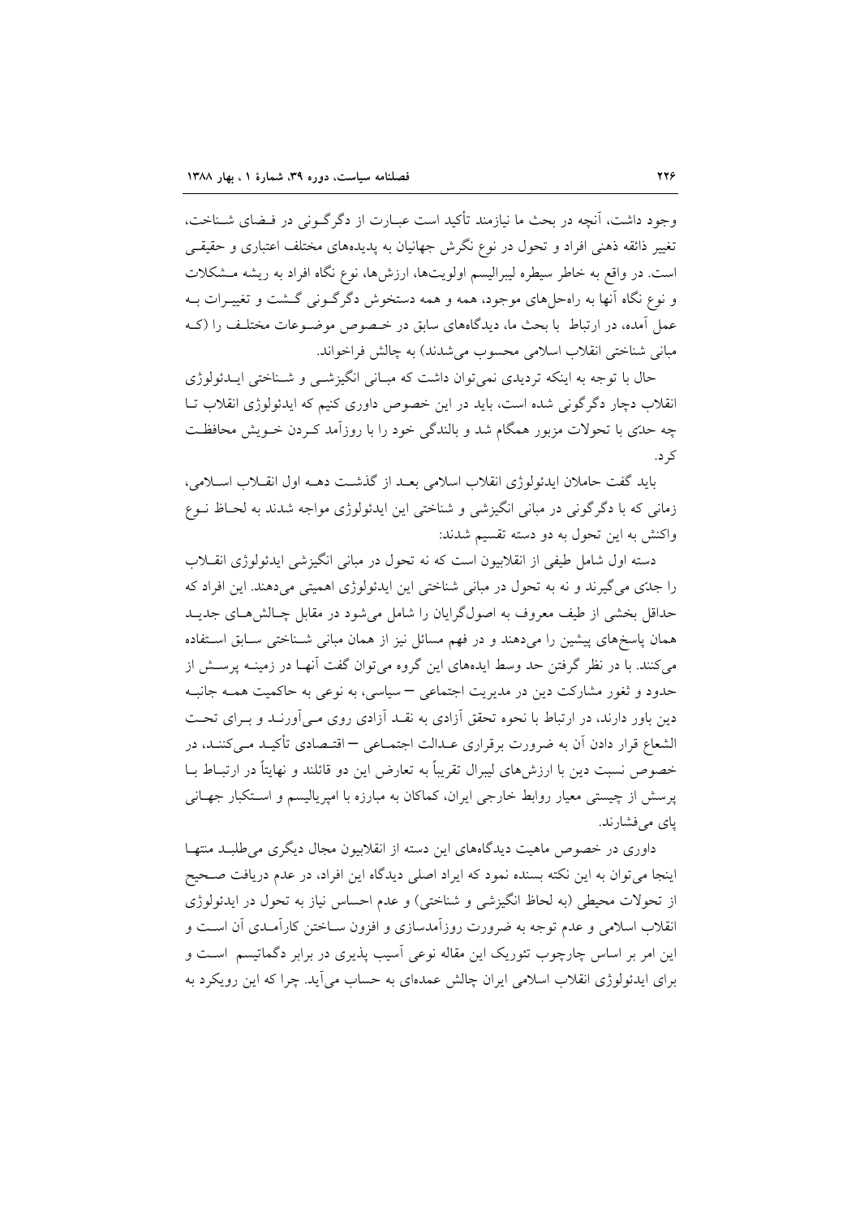وجود داشت، آنچه در بحث ما نیازمند تأکید است عبارت از دگرگونی در فضای شناخت، تغییر ذائقه ذهنی افراد و تحول در نوع نگرش جهانیان به پدیده‌های مختلف اعتباری و حقیقی است. در واقع به خاطر سیطره لیبرالیسم اولویت‌ها، ارزش‌ها، نوع نگاه افراد به ریشه مشکلات و نوع نگاه آنها به راه‌حل‌های موجود، همه و همه دستخوش دگرگونی گشت و تغییرات به عمل آمده، در ارتباط با بحث ما، دیدگاه‌های سابق در خصوص موضوعات مختلف را (که مبانی شناختی انقلاب اسلامی محسوب می‌شدند) به چالش فراخواند.

حال با توجه به اینکه تردیدی نمی‌توان داشت که مبانی انگیزشی و شناختی ایدئولوژی انقلاب دچار دگرگونی شده است، باید در این خصوص داوری کنیم که ایدئولوژی انقلاب تا چه حدّی با تحولات مزبور همگام شد و بالندگی خود را با روزآمد کردن خویش محافظت کرد.

باید گفت حاملان ایدئولوژی انقلاب اسلامی بعد از گذشت دهه اول انقلاب اسلامی، زمانی که با دگرگونی در مبانی انگیزشی و شناختی این ایدئولوژی مواجه شدند به لحاظ نوع واکنش به این تحول به دو دسته تقسیم شدند:

دسته اول شامل طیفی از انقلابیون است که نه تحول در مبانی انگیزشی ایدئولوژی انقلاب را جدّی می‌گیرند و نه به تحول در مبانی شناختی این ایدئولوژی اهمیتی می‌دهند. این افراد که حداقل بخشی از طیف معروف به اصول‌گرایان را شامل می‌شود در مقابل چالش‌های جدید همان پاسخ‌های پیشین را می‌دهند و در فهم مسائل نیز از همان مبانی شناختی سابق استفاده می‌کنند. با در نظر گرفتن حد وسط ایده‌های این گروه می‌توان گفت آنها در زمینه پرسش از حدود و ثغور مشارکت دین در مدیریت اجتماعی – سیاسی، به نوعی به حاکمیت همه جانبه دین باور دارند، در ارتباط با نحوه تحقق آزادی به نقد آزادی روی می‌آورند و برای تحت الشعاع قرار دادن آن به ضرورت برقراری عدالت اجتماعی – اقتصادی تأکید می‌کنند، در خصوص نسبت دین با ارزش‌های لیبرال تقریباً به تعارض این دو قائلند و نهایتاً در ارتباط با پرسش از چیستی معیار روابط خارجی ایران، کماکان به مبارزه با امپریالیسم و استکبار جهانی پای می‌فشارند.

داوری در خصوص ماهیت دیدگاه‌های این دسته از انقلابیون مجال دیگری می‌طلبد منتها اینجا می‌توان به این نکته بسنده نمود که ایراد اصلی دیدگاه این افراد، در عدم دریافت صحیح از تحولات محیطی (به لحاظ انگیزشی و شناختی) و عدم احساس نیاز به تحول در ایدئولوژی انقلاب اسلامی و عدم توجه به ضرورت روزآمدسازی و افزون ساختن کارآمدی آن است و این امر بر اساس چارچوب تئوریک این مقاله نوعی آسیب پذیری در برابر دگماتیسم است و برای ایدئولوژی انقلاب اسلامی ایران چالش عمده‌ای به حساب می‌آید. چرا که این رویکرد به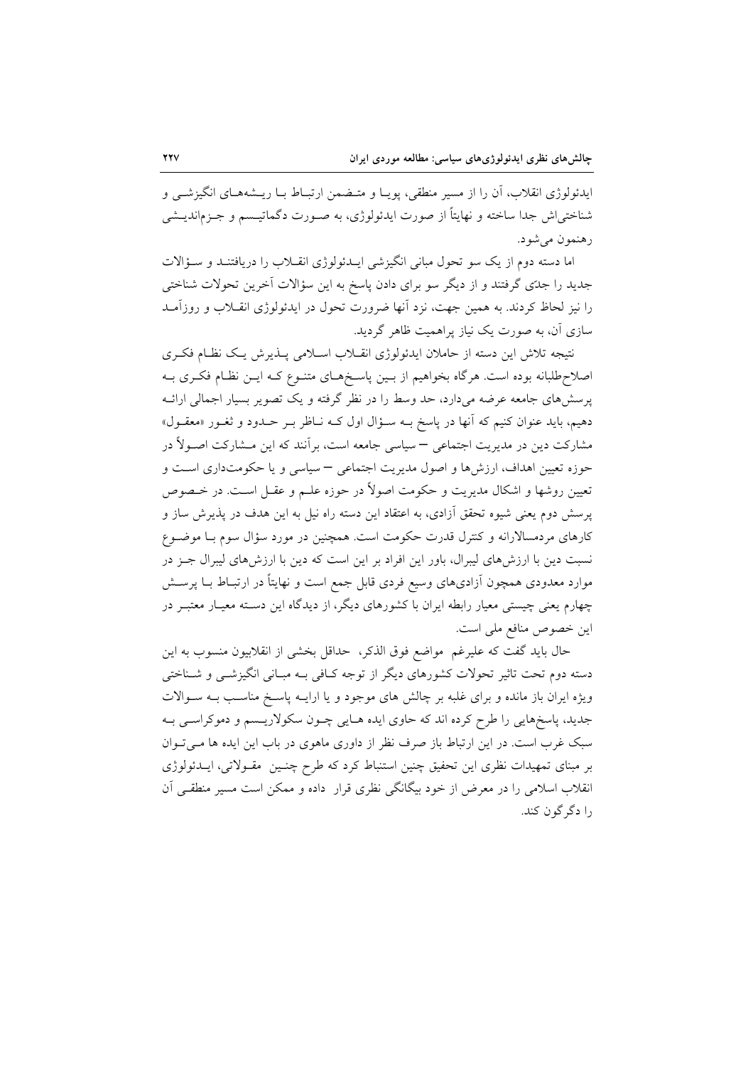ایدئولوژی انقلاب، آن را از مسیر منطقی، پویا و متضمن ارتباط با ریشه‌های انگیزشی و شناختی‌اش جدا ساخته و نهایتاً از صورت ایدئولوژی، به صورت دگماتیسم و جزم‌اندیشی رهنمون می‌شود.

اما دسته دوم از یک سو تحول مبانی انگیزشی ایدئولوژی انقلاب را دریافتند و سؤالات جدید را جدّی گرفتند و از دیگر سو برای دادن پاسخ به این سؤالات آخرین تحولات شناختی را نیز لحاظ کردند. به همین جهت، نزد آنها ضرورت تحول در ایدئولوژی انقلاب و روزآمد سازی آن، به صورت یک نیاز پراهمیت ظاهر گردید.

نتیجه تلاش این دسته از حاملان ایدئولوژی انقلاب اسلامی پذیرش یک نظام فکری اصلاح‌طلبانه بوده است. هرگاه بخواهیم از بین پاسخ‌های متنوع که این نظام فکری به پرسش‌های جامعه عرضه می‌دارد، حد وسط را در نظر گرفته و یک تصویر بسیار اجمالی ارائه دهیم، باید عنوان کنیم که آنها در پاسخ به سؤال اول که ناظر بر حدود و ثغور «معقول» مشارکت دین در مدیریت اجتماعی – سیاسی جامعه است، برآنند که این مشارکت اصولاً در حوزه تعیین اهداف، ارزش‌ها و اصول مدیریت اجتماعی – سیاسی و یا حکومت‌داری است و تعیین روشها و اشکال مدیریت و حکومت اصولاً در حوزه علم و عقل است. در خصوص پرسش دوم یعنی شیوه تحقق آزادی، به اعتقاد این دسته راه نیل به این هدف در پذیرش ساز و کارهای مردمسالارانه و کنترل قدرت حکومت است. همچنین در مورد سؤال سوم با موضوع نسبت دین با ارزش‌های لیبرال، باور این افراد بر این است که دین با ارزش‌های لیبرال جز در موارد معدودی همچون آزادی‌های وسیع فردی قابل جمع است و نهایتاً در ارتباط با پرسش چهارم یعنی چیستی معیار رابطه ایران با کشورهای دیگر، از دیدگاه این دسته معیار معتبر در این خصوص منافع ملی است.

حال باید گفت که علیرغم مواضع فوق الذکر، حداقل بخشی از انقلابیون منسوب به این دسته دوم تحت تاثیر تحولات کشورهای دیگر از توجه کافی به مبانی انگیزشی و شناختی ویژه ایران باز مانده و برای غلبه بر چالش های موجود و یا ارایه پاسخ مناسب به سوالات جدید، پاسخ‌هایی را طرح کرده اند که حاوی ایده هایی چون سکولاریسم و دموکراسی به سبک غرب است. در این ارتباط باز صرف نظر از داوری ماهوی در باب این ایده ها می‌توان بر مبنای تمهیدات نظری این تحقیق چنین استنباط کرد که طرح چنین مقولاتی، ایدئولوژی انقلاب اسلامی را در معرض از خود بیگانگی نظری قرار داده و ممکن است مسیر منطقی آن را دگرگون کند.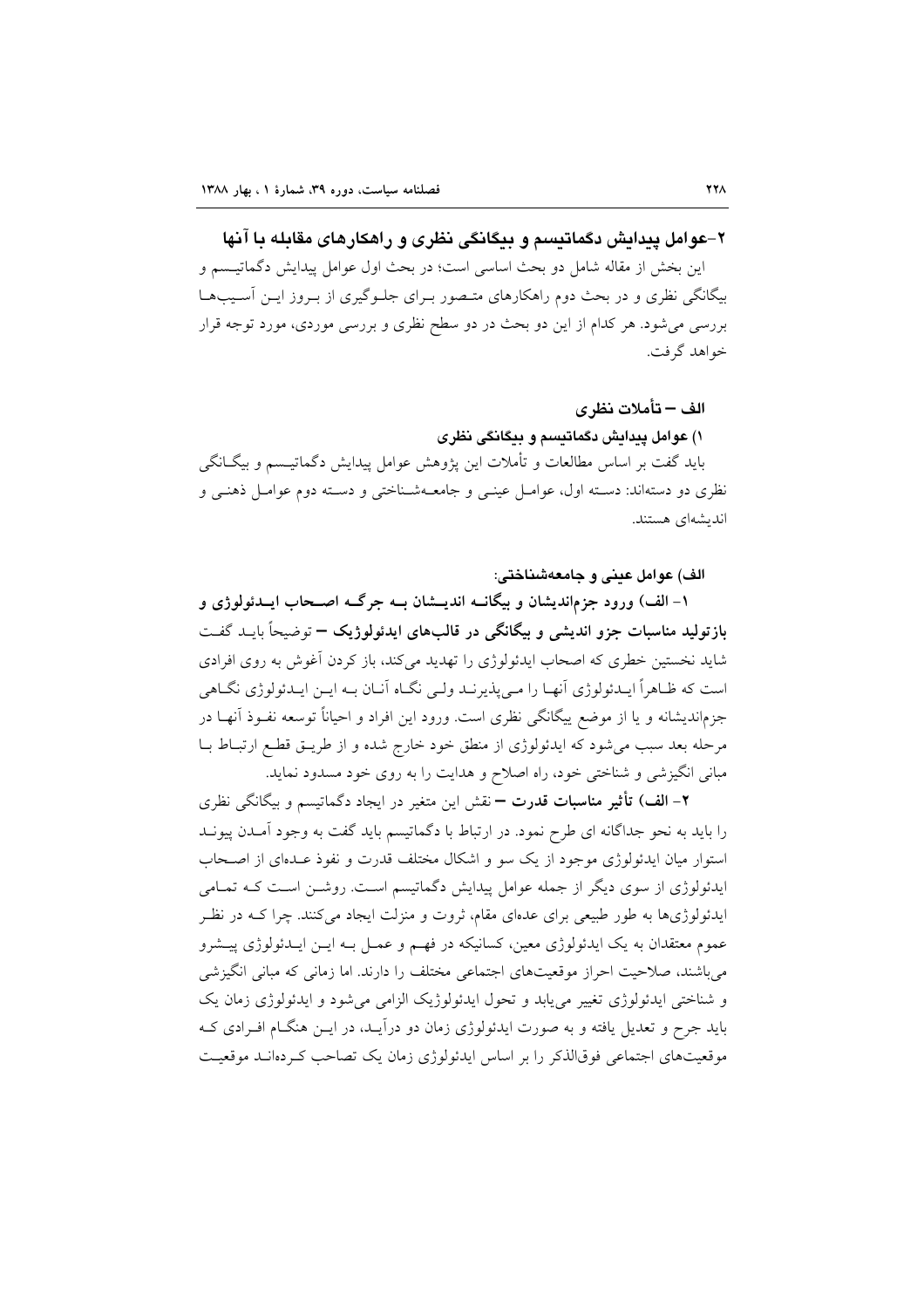## ۲-عوامل پیدایش دگماتیسم و بیگانگی نظری و راهکارهای مقابله با آنها

این بخش از مقاله شامل دو بحث اساسی است؛ در بحث اول عوامل پیدایش دگماتیسم و بیگانگی نظری و در بحث دوم راهکارهای متصور برای جلوگیری از بروز این آسیب‌ها بررسی می‌شود. هر کدام از این دو بحث در دو سطح نظری و بررسی موردی، مورد توجه قرار خواهد گرفت.

### الف – تأملات نظری

#### ۱) عوامل پیدایش دگماتیسم و بیگانگی نظری

باید گفت بر اساس مطالعات و تأملات این پژوهش عوامل پیدایش دگماتیسم و بیگانگی نظری دو دسته‌اند: دسته اول، عوامل عینی و جامعه‌شناختی و دسته دوم عوامل ذهنی و اندیشه‌ای هستند.

**الف) عوامل عینی و جامعه‌شناختی:**

**۱- الف) ورود جزم‌اندیشان و بیگانه اندیشان به جرگه اصحاب ایدئولوژی و بازتولید مناسبات جزو اندیشی و بیگانگی در قالب‌های ایدئولوژیک –** توضیحاً باید گفت شاید نخستین خطری که اصحاب ایدئولوژی را تهدید می‌کند، باز کردن آغوش به روی افرادی است که ظاهراً ایدئولوژی آنها را می‌پذیرند ولی نگاه آنان به این ایدئولوژی نگاهی جزم‌اندیشانه و یا از موضع بیگانگی نظری است. ورود این افراد و احیاناً توسعه نفوذ آنها در مرحله بعد سبب می‌شود که ایدئولوژی از منطق خود خارج شده و از طریق قطع ارتباط با مبانی انگیزشی و شناختی خود، راه اصلاح و هدایت را به روی خود مسدود نماید.

**۲- الف) تأثیر مناسبات قدرت –** نقش این متغیر در ایجاد دگماتیسم و بیگانگی نظری را باید به نحو جداگانه ای طرح نمود. در ارتباط با دگماتیسم باید گفت به وجود آمدن پیوند استوار میان ایدئولوژی موجود از یک سو و اشکال مختلف قدرت و نفوذ عده‌ای از اصحاب ایدئولوژی از سوی دیگر از جمله عوامل پیدایش دگماتیسم است. روشن است که تمامی ایدئولوژی‌ها به طور طبیعی برای عده‌ای مقام، ثروت و منزلت ایجاد می‌کنند. چرا که در نظر عموم معتقدان به یک ایدئولوژی معین، کسانیکه در فهم و عمل به این ایدئولوژی پیشرو می‌باشند، صلاحیت احراز موقعیت‌های اجتماعی مختلف را دارند. اما زمانی که مبانی انگیزشی و شناختی ایدئولوژی تغییر می‌یابد و تحول ایدئولوژیک الزامی می‌شود و ایدئولوژی زمان یک باید جرح و تعدیل یافته و به صورت ایدئولوژی زمان دو درآید، در این هنگام افرادی که موقعیت‌های اجتماعی فوق‌الذکر را بر اساس ایدئولوژی زمان یک تصاحب کرده‌اند موقعیت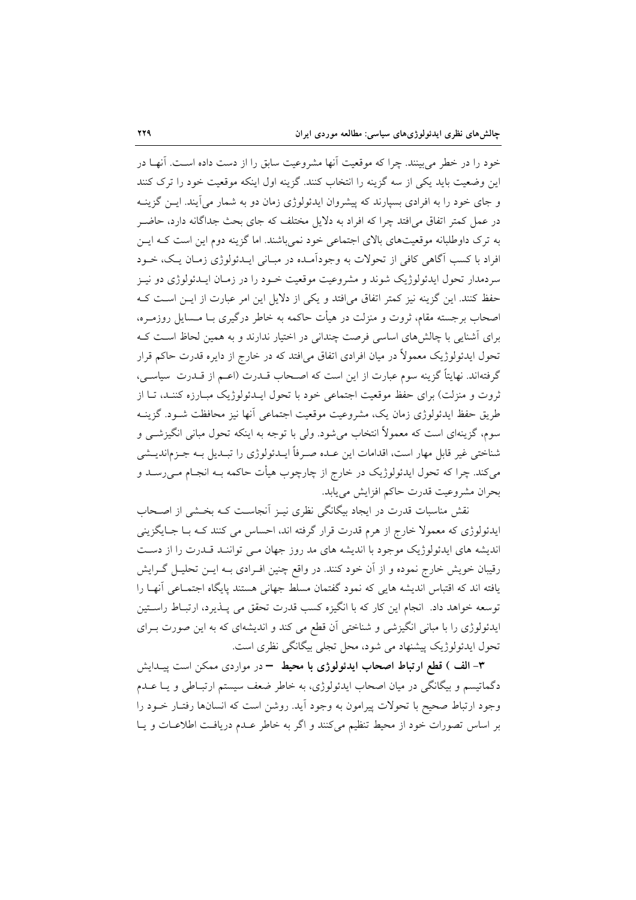خود را در خطر می‌بینند. چرا که موقعیت آنها مشروعیت سابق را از دست داده است. آنها در این وضعیت باید یکی از سه گزینه را انتخاب کنند. گزینه اول اینکه موقعیت خود را ترک کنند و جای خود را به افرادی بسپارند که پیشروان ایدئولوژی زمان دو به شمار می‌آیند. این گزینه در عمل کمتر اتفاق می‌افتد چرا که افراد به دلایل مختلف که جای بحث جداگانه دارد، حاضر به ترک داوطلبانه موقعیت‌های بالای اجتماعی خود نمی‌باشند. اما گزینه دوم این است که این افراد با کسب آگاهی کافی از تحولات به وجودآمده در مبانی ایدئولوژی زمان یک، خود سردمدار تحول ایدئولوژیک شوند و مشروعیت موقعیت خود را در زمان ایدئولوژی دو نیز حفظ کنند. این گزینه نیز کمتر اتفاق می‌افتد و یکی از دلایل این امر عبارت از این است که اصحاب برجسته مقام، ثروت و منزلت در هیأت حاکمه به خاطر درگیری با مسایل روزمره، برای آشنایی با چالش‌های اساسی فرصت چندانی در اختیار ندارند و به همین لحاظ است که تحول ایدئولوژیک معمولاً در میان افرادی اتفاق می‌افتد که در خارج از دایره قدرت حاکم قرار گرفته‌اند. نهایتاً گزینه سوم عبارت از این است که اصحاب قدرت (اعم از قدرت سیاسی، ثروت و منزلت) برای حفظ موقعیت اجتماعی خود با تحول ایدئولوژیک مبارزه کنند، تا از طریق حفظ ایدئولوژی زمان یک، مشروعیت موقعیت اجتماعی آنها نیز محافظت شود. گزینه سوم، گزینه‌ای است که معمولاً انتخاب می‌شود. ولی با توجه به اینکه تحول مبانی انگیزشی و شناختی غیر قابل مهار است، اقدامات این عده صرفاً ایدئولوژی را تبدیل به جزم‌اندیشی می‌کند. چرا که تحول ایدئولوژیک در خارج از چارچوب هیأت حاکمه به انجام می‌رسد و بحران مشروعیت قدرت حاکم افزایش می‌یابد.

نقش مناسبات قدرت در ایجاد بیگانگی نظری نیز آنجاست که بخشی از اصحاب ایدئولوژی که معمولا خارج از هرم قدرت قرار گرفته اند، احساس می کنند که با جایگزینی اندیشه های ایدئولوژیک موجود با اندیشه های مد روز جهان می توانند قدرت را از دست رقیبان خویش خارج نموده و از آن خود کنند. در واقع چنین افرادی به این تحلیل گرایش یافته اند که اقتباس اندیشه هایی که نمود گفتمان مسلط جهانی هستند پایگاه اجتماعی آنها را توسعه خواهد داد. انجام این کار که با انگیزه کسب قدرت تحقق می پذیرد، ارتباط راستین ایدئولوژی را با مبانی انگیزشی و شناختی آن قطع می کند و اندیشه‌ای که به این صورت برای تحول ایدئولوژیک پیشنهاد می شود، محل تجلی بیگانگی نظری است.

**۳- الف ) قطع ارتباط اصحاب ایدئولوژی با محیط** – در مواردی ممکن است پیدایش دگماتیسم و بیگانگی در میان اصحاب ایدئولوژی، به خاطر ضعف سیستم ارتباطی و یا عدم وجود ارتباط صحیح با تحولات پیرامون به وجود آید. روشن است که انسانها رفتار خود را بر اساس تصورات خود از محیط تنظیم می‌کنند و اگر به خاطر عدم دریافت اطلاعات و یا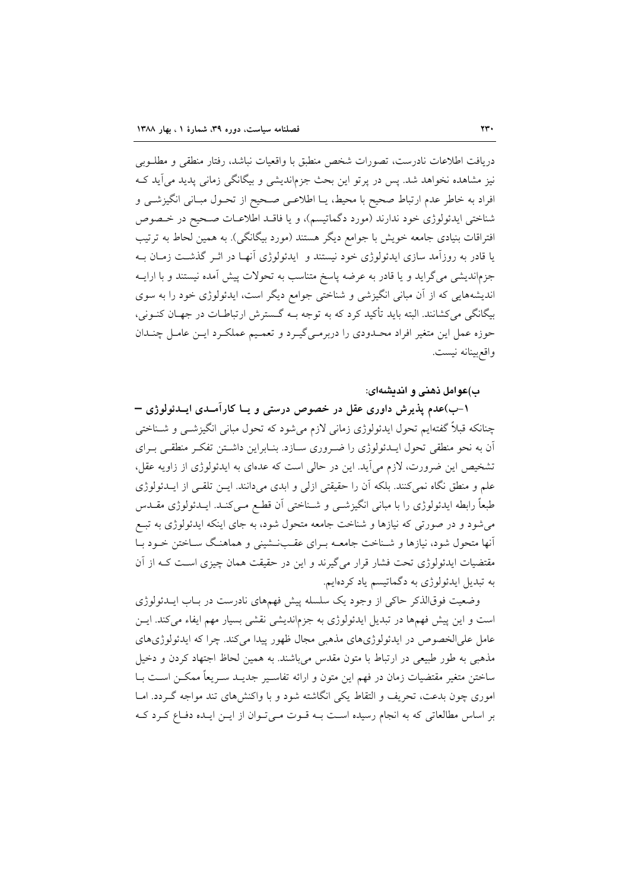دریافت اطلاعات نادرست، تصورات شخص منطبق با واقعیات نباشد، رفتار منطقی و مطلـوبی نیز مشاهده نخواهد شد. پس در پرتو این بحث جزم‌اندیشی و بیگانگی زمانی پدید می‌آید کـه افراد به خاطر عدم ارتباط صحیح با محیط، یـا اطلاعـی صـحیح از تحـول مبـانی انگیزشـی و شناختی ایدئولوژی خود ندارند (مورد دگماتیسم)، و یا فاقـد اطلاعـات صـحیح در خـصوص افتراقات بنیادی جامعه خویش با جوامع دیگر هستند (مورد بیگانگی). به همین لحاظ به ترتیب یا قادر به روزآمد سازی ایدئولوژی خود نیستند و ایدئولوژی آنهـا در اثـر گذشـت زمـان بـه جزم‌اندیشی می‌گراید و یا قادر به عرضه پاسخ متناسب به تحولات پیش آمده نیستند و با ارایـه اندیشه‌هایی که از آن مبانی انگیزشی و شناختی جوامع دیگر است، ایدئولوژی خود را به سوی بیگانگی می‌کشانند. البته باید تأکید کرد که به توجه بـه گـسترش ارتباطـات در جهـان کنـونی، حوزه عمل این متغیر افراد محـدودی را دربرمـی‌گیـرد و تعمـیم عملکـرد ایـن عامـل چنـدان واقع‌بینانه نیست.

**ب)عوامل ذهنی و اندیشه‌ای:**

**۱-ب)عدم پذیرش داوری عقل در خصوص درستی و یـا کارآمـدی ایـدئولوژی –**

چنانکه قبلاً گفته‌ایم تحول ایدئولوژی زمانی لازم می‌شود که تحول مبانی انگیزشـی و شـناختی آن به نحو منطقی تحول ایـدئولوژی را ضـروری سـازد. بنـابراین داشـتن تفکـر منطقـی بـرای تشخیص این ضرورت، لازم می‌آید. این در حالی است که عده‌ای به ایدئولوژی از زاویه عقل، علم و منطق نگاه نمی‌کنند. بلکه آن را حقیقتی ازلی و ابدی می‌دانند. ایـن تلقـی از ایـدئولوژی طبعاً رابطه ایدئولوژی را با مبانی انگیزشـی و شـناختی آن قطـع مـی‌کنـد. ایـدئولوژی مقـدس می‌شود و در صورتی که نیازها و شناخت جامعه متحول شود، به جای اینکه ایدئولوژی به تبـع آنها متحول شود، نیازها و شـناخت جامعـه بـرای عقـب‌نـشینی و هماهنـگ سـاختن خـود بـا مقتضیات ایدئولوژی تحت فشار قرار می‌گیرند و این در حقیقت همان چیزی اسـت کـه از آن به تبدیل ایدئولوژی به دگماتیسم یاد کرده‌ایم.

وضعیت فوق‌الذکر حاکی از وجود یک سلسله پیش فهم‌های نادرست در بـاب ایـدئولوژی است و این پیش فهم‌ها در تبدیل ایدئولوژی به جزم‌اندیشی نقشی بسیار مهم ایفاء می‌کند. ایـن عامل علی‌الخصوص در ایدئولوژی‌های مذهبی مجال ظهور پیدا می‌کند. چرا که ایدئولوژی‌های مذهبی به طور طبیعی در ارتباط با متون مقدس می‌باشند. به همین لحاظ اجتهاد کردن و دخیل ساختن متغیر مقتضیات زمان در فهم این متون و ارائه تفاسـیر جدیـد سـریعاً ممکـن اسـت بـا اموری چون بدعت، تحریف و التقاط یکی انگاشته شود و با واکنش‌های تند مواجه گـردد. امـا بر اساس مطالعاتی که به انجام رسیده اسـت بـه قـوت مـی‌تـوان از ایـن ایـده دفـاع کـرد کـه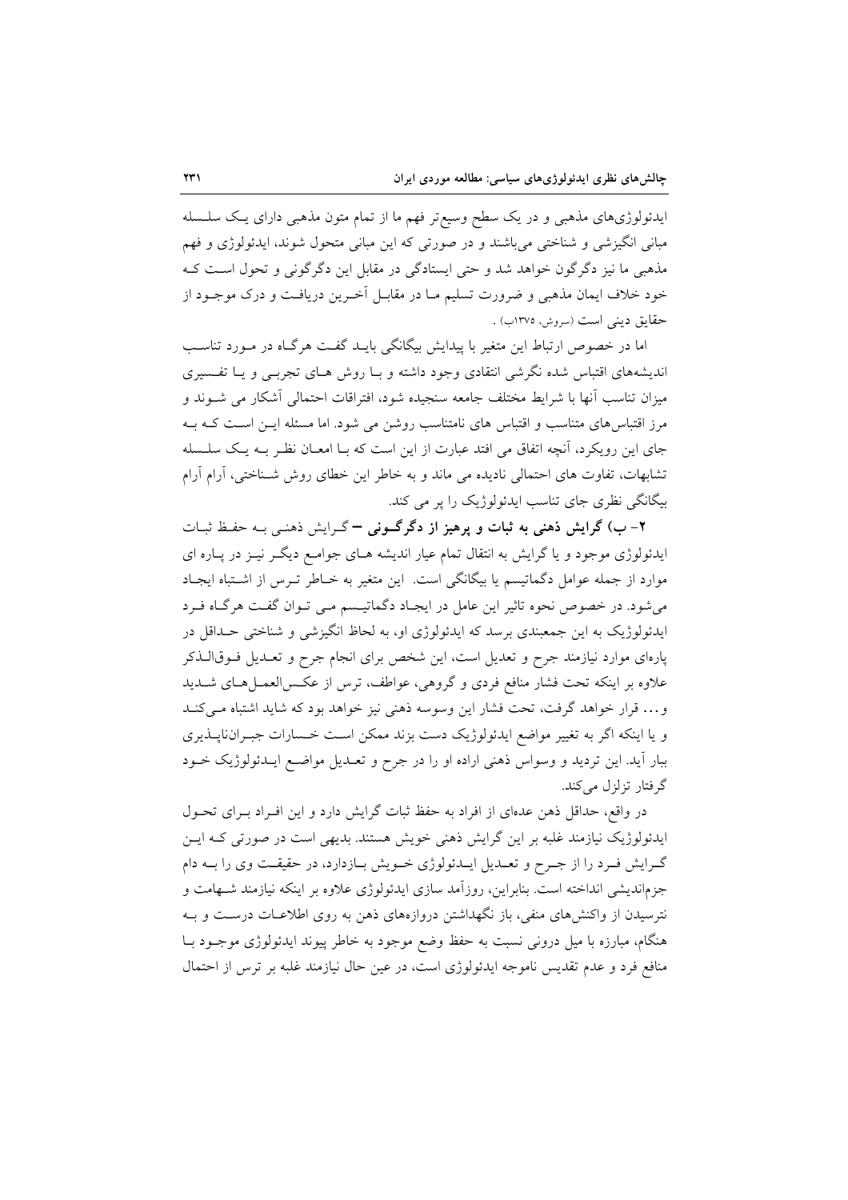ایدئولوژی‌های مذهبی و در یک سطح وسیع‌تر فهم ما از تمام متون مذهبی دارای یک سلسله مبانی انگیزشی و شناختی می‌باشند و در صورتی که این مبانی متحول شوند، ایدئولوژی و فهم مذهبی ما نیز دگرگون خواهد شد و حتی ایستادگی در مقابل این دگرگونی و تحول است که خود خلاف ایمان مذهبی و ضرورت تسلیم ما در مقابل آخرین دریافت و درک موجود از حقایق دینی است (سروش، ۱۳۷۵ب) .

اما در خصوص ارتباط این متغیر با پیدایش بیگانگی باید گفت هرگاه در مورد تناسب اندیشه‌های اقتباس شده نگرشی انتقادی وجود داشته و با روش های تجربی و یا تفسیری میزان تناسب آنها با شرایط مختلف جامعه سنجیده شود، افتراقات احتمالی آشکار می شوند و مرز اقتباس‌های متناسب و اقتباس های نامتناسب روشن می شود. اما مسئله این است که به جای این رویکرد، آنچه اتفاق می افتد عبارت از این است که با امعان نظر به یک سلسله تشابهات، تفاوت های احتمالی نادیده می ماند و به خاطر این خطای روش شناختی، آرام آرام بیگانگی نظری جای تناسب ایدئولوژیک را پر می کند.

**۲- ب) گرایش ذهنی به ثبات و پرهیز از دگرگونی** – گرایش ذهنی به حفظ ثبات ایدئولوژی موجود و یا گرایش به انتقال تمام عیار اندیشه های جوامع دیگر نیز در پاره ای موارد از جمله عوامل دگماتیسم یا بیگانگی است. این متغیر به خاطر ترس از اشتباه ایجاد می‌شود. در خصوص نحوه تاثیر این عامل در ایجاد دگماتیسم می توان گفت هرگاه فرد ایدئولوژیک به این جمعبندی برسد که ایدئولوژی او، به لحاظ انگیزشی و شناختی حداقل در پاره‌ای موارد نیازمند جرح و تعدیل است، این شخص برای انجام جرح و تعدیل فوق‌الذکر علاوه بر اینکه تحت فشار منافع فردی و گروهی، عواطف، ترس از عکس‌العمل‌های شدید و... قرار خواهد گرفت، تحت فشار این وسوسه ذهنی نیز خواهد بود که شاید اشتباه می‌کند و یا اینکه اگر به تغییر مواضع ایدئولوژیک دست بزند ممکن است خسارات جبران‌ناپذیری ببار آید. این تردید و وسواس ذهنی اراده او را در جرح و تعدیل مواضع ایدئولوژیک خود گرفتار تزلزل می‌کند.

در واقع، حداقل ذهن عده‌ای از افراد به حفظ ثبات گرایش دارد و این افراد برای تحول ایدئولوژیک نیازمند غلبه بر این گرایش ذهنی خویش هستند. بدیهی است در صورتی که این گرایش فرد را از جرح و تعدیل ایدئولوژی خویش بازدارد، در حقیقت وی را به دام جزم‌اندیشی انداخته است. بنابراین، روزآمد سازی ایدئولوژی علاوه بر اینکه نیازمند شهامت و نترسیدن از واکنش‌های منفی، باز نگهداشتن دروازه‌های ذهن به روی اطلاعات درست و به هنگام، مبارزه با میل درونی نسبت به حفظ وضع موجود به خاطر پیوند ایدئولوژی موجود با منافع فرد و عدم تقدیس ناموجه ایدئولوژی است، در عین حال نیازمند غلبه بر ترس از احتمال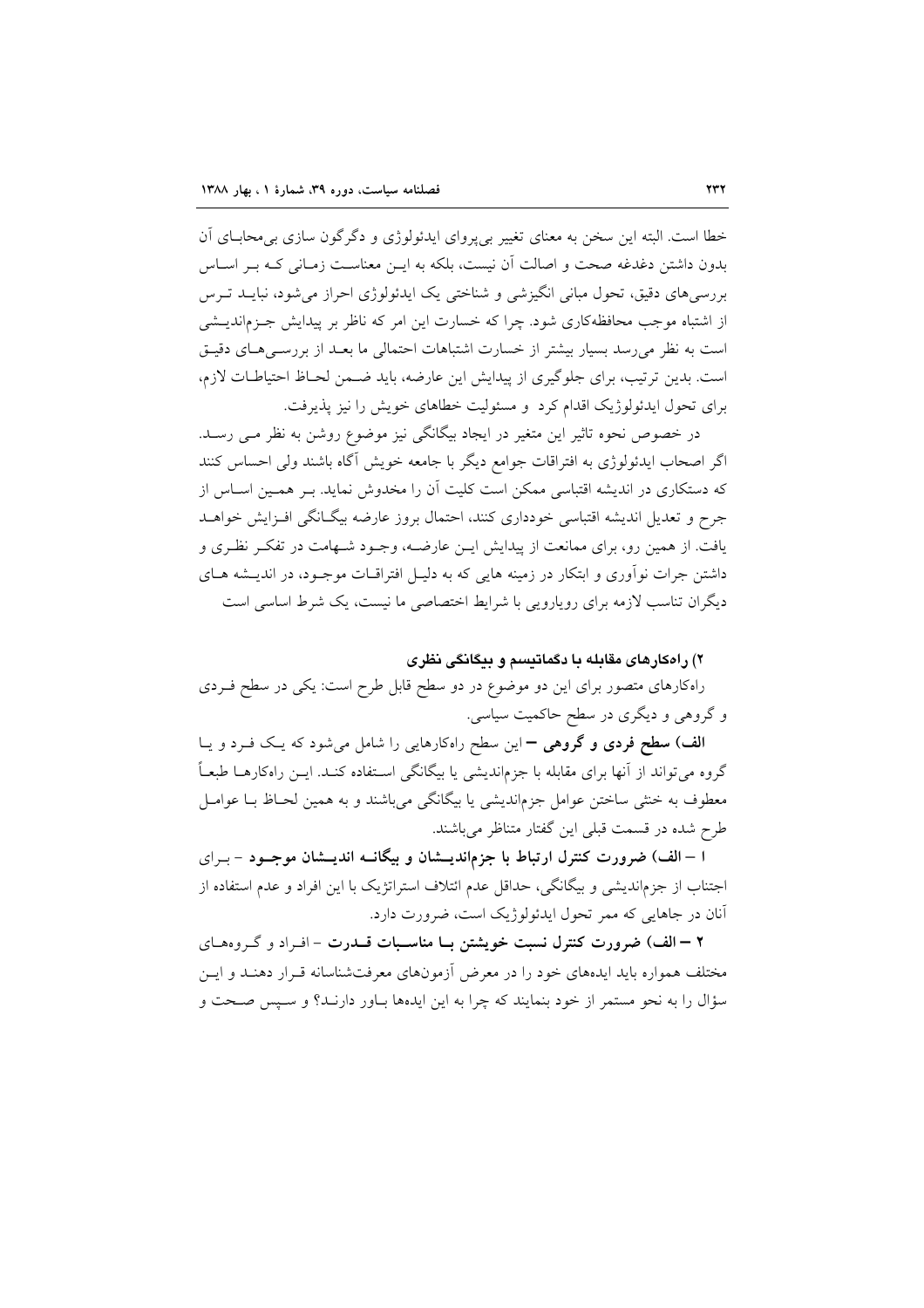خطا است. البته این سخن به معنای تغییر بی‌پروای ایدئولوژی و دگرگون سازی بی‌محابای آن بدون داشتن دغدغه صحت و اصالت آن نیست، بلکه به این معناست زمانی که بر اساس بررسی‌های دقیق، تحول مبانی انگیزشی و شناختی یک ایدئولوژی احراز می‌شود، نباید ترس از اشتباه موجب محافظه‌کاری شود. چرا که خسارت این امر که ناظر بر پیدایش جزم‌اندیشی است به نظر می‌رسد بسیار بیشتر از خسارت اشتباهات احتمالی ما بعد از بررسی‌های دقیق است. بدین ترتیب، برای جلوگیری از پیدایش این عارضه، باید ضمن لحاظ احتیاطات لازم، برای تحول ایدئولوژیک اقدام کرد و مسئولیت خطاهای خویش را نیز پذیرفت.

در خصوص نحوه تاثیر این متغیر در ایجاد بیگانگی نیز موضوع روشن به نظر می رسد. اگر اصحاب ایدئولوژی به افتراقات جوامع دیگر با جامعه خویش آگاه باشند ولی احساس کنند که دستکاری در اندیشه اقتباسی ممکن است کلیت آن را مخدوش نماید. بر همین اساس از جرح و تعدیل اندیشه اقتباسی خودداری کنند، احتمال بروز عارضه بیگانگی افزایش خواهد یافت. از همین رو، برای ممانعت از پیدایش این عارضه، وجود شهامت در تفکر نظری و داشتن جرات نوآوری و ابتکار در زمینه هایی که به دلیل افتراقات موجود، در اندیشه های دیگران تناسب لازمه برای رویارویی با شرایط اختصاصی ما نیست، یک شرط اساسی است

**۲) راه‌کارهای مقابله با دگماتیسم و بیگانگی نظری**

راه‌کارهای متصور برای این دو موضوع در دو سطح قابل طرح است: یکی در سطح فردی و گروهی و دیگری در سطح حاکمیت سیاسی.

**الف) سطح فردی و گروهی –** این سطح راه‌کارهایی را شامل می‌شود که یک فرد و یا گروه می‌تواند از آنها برای مقابله با جزم‌اندیشی یا بیگانگی استفاده کند. این راه‌کارها طبعاً معطوف به خنثی ساختن عوامل جزم‌اندیشی یا بیگانگی می‌باشند و به همین لحاظ با عوامل طرح شده در قسمت قبلی این گفتار متناظر می‌باشند.

**۱ – الف) ضرورت کنترل ارتباط با جزم‌اندیشان و بیگانه اندیشان موجود** – برای اجتناب از جزم‌اندیشی و بیگانگی، حداقل عدم ائتلاف استراتژیک با این افراد و عدم استفاده از آنان در جاهایی که ممر تحول ایدئولوژیک است، ضرورت دارد.

**۲ – الف) ضرورت کنترل نسبت خویشتن با مناسبات قدرت** – افراد و گروه‌های مختلف همواره باید ایده‌های خود را در معرض آزمون‌های معرفت‌شناسانه قرار دهند و این سؤال را به نحو مستمر از خود بنمایند که چرا به این ایده‌ها باور دارند؟ و سپس صحت و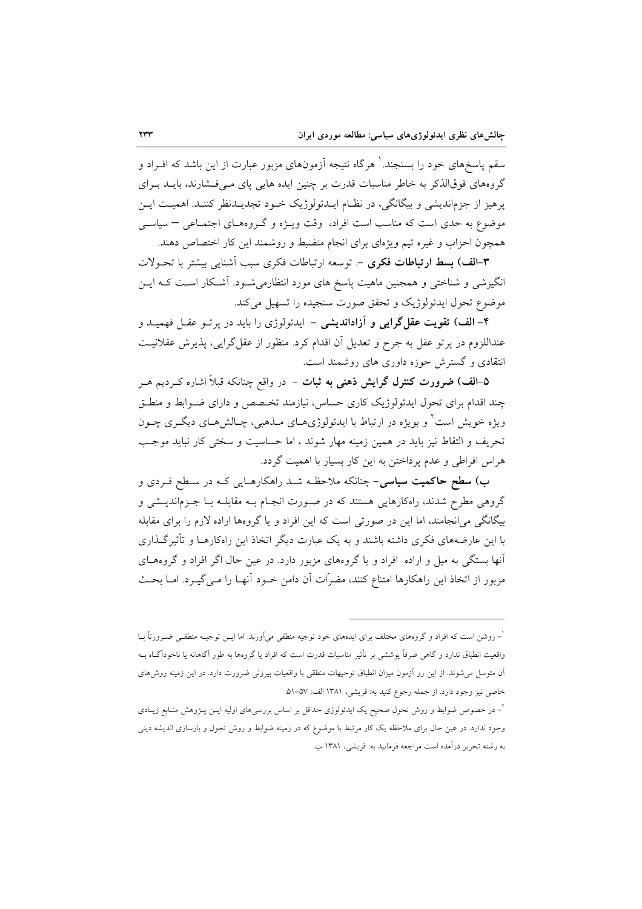سقم پاسخ‌های خود را بسنجند.[1] هرگاه نتیجه آزمون‌های مزبور عبارت از این باشد که افـراد و گروه‌های فوق‌الذکر به خاطر مناسبات قدرت بر چنین ایده هایی پای مـی‌فـشارند، بایـد بـرای پرهیز از جزم‌اندیشی و بیگانگی، در نظـام ایـدئولوژیک خـود تجدیـدنظر کننـد. اهمیـت ایـن موضوع به حدی است که مناسب است افراد، وقت ویـژه و گـروه‌هـای اجتمـاعی – سیاسـی همچون احزاب و غیره تیم ویژه‌ای برای انجام منضبط و روشمند این کار اختصاص دهند.

**۳-الف) بسط ارتباطات فکری** -. توسعه ارتباطات فکری سبب آشنایی بیشتر با تحـولات انگیزشی و شناختی و همچنین ماهیت پاسخ های مورد انتظارمی‌شـود. آشـکار اسـت کـه ایـن موضوع تحول ایدئولوژیک و تحقق صورت سنجیده را تسهیل می‌کند.

**۴- الف) تقویت عقل‌گرایی و آزاداندیشی** - ایدئولوژی را باید در پرتـو عقـل فهمیـد و عنداللزوم در پرتو عقل به جرح و تعدیل آن اقدام کرد. منظور از عقل‌گرایی، پذیرش عقلانیـت انتقادی و گسترش حوزه داوری های روشمند است.

**۵-الف) ضرورت کنترل گرایش ذهنی به ثبات** - در واقع چنانکه قبلاً اشاره کـردیم هـر چند اقدام برای تحول ایدئولوژیک کاری حساس، نیازمند تخـصص و دارای ضـوابط و منطـق ویژه خویش است[2] و بویژه در ارتباط با ایدئولوژی‌هـای مـذهبی، چـالش‌هـای دیگـری چـون تحریف و التقاط نیز باید در همین زمینه مهار شوند ، اما حساسیت و سختی کار نباید موجـب هراس افراطی و عدم پرداختن به این کار بسیار با اهمیت گردد.

**ب) سطح حاکمیت سیاسی**- چنانکه ملاحظـه شـد راهکارهـایی کـه در سـطح فـردی و گروهی مطرح شدند، راه‌کارهایی هستند که در صـورت انجـام بـه مقابلـه بـا جـزم‌اندیـشی و بیگانگی می‌انجامند، اما این در صورتی است که این افراد و یا گروهها اراده لازم را برای مقابله با این عارضه‌های فکری داشته باشند و به یک عبارت دیگر اتخاذ این راه‌کارهـا و تأثیرگـذاری آنها بستگی به میل و اراده افراد و یا گروه‌های مزبور دارد. در عین حال اگر افراد و گروههـای مزبور از اتخاذ این راهکارها امتناع کنند، مضرّات آن دامن خـود آنهـا را مـی‌گیـرد. امـا بحـث

---

[1]- روشن است که افراد و گروههای مختلف برای ایده‌های خود توجیه منطقی می‌آورند. اما ایـن توجیـه منطقـی ضـرورتاً بـا واقعیت انطباق ندارد و گاهی صرفاً پوششی بر تأثیر مناسبات قدرت است که افراد یا گروهها به طور آگاهانه یا ناخودآگـاه بـه آن متوسل می‌شوند. از این رو آزمون میزان انطباق توجیهات منطقی با واقعیات بیرونی ضرورت دارد. در این زمینه روش‌های خاصی نیز وجود دارد. از جمله رجوع کنید به: قریشی، ۱۳۸۱ الف: ۵۷-۵۱.

[2]- در خصوص ضوابط و روش تحول صحیح یک ایدئولوژی حداقل بر اساس بررسی‌های اولیه ایـن پـژوهش منـابع زیـادی وجود ندارد. در عین حال برای ملاحظه یک کار مرتبط با موضوع که در زمینه ضوابط و روش تحول و بازسازی اندیشه دینی به رشته تحریر درآمده است مراجعه فرمایید به: قریشی، ۱۳۸۱ ب.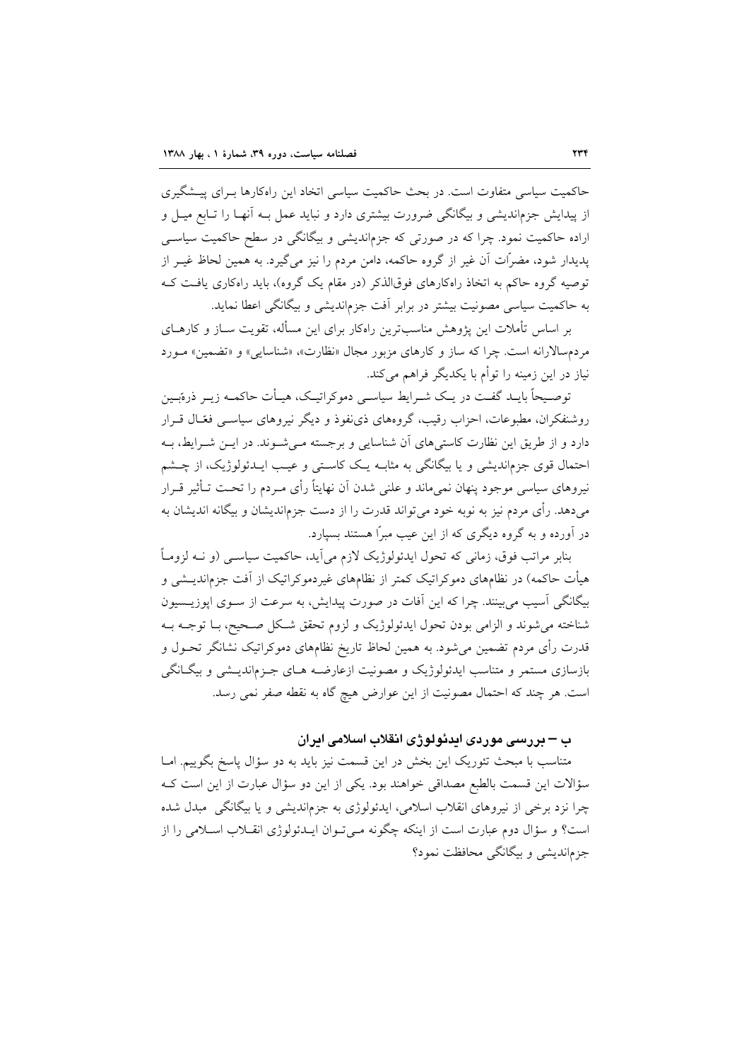حاکمیت سیاسی متفاوت است. در بحث حاکمیت سیاسی اتخاذ این راه‌کارها بـرای پیـشگیری از پیدایش جزم‌اندیشی و بیگانگی ضرورت بیشتری دارد و نباید عمل بـه آنهـا را تـابع میـل و اراده حاکمیت نمود. چرا که در صورتی که جزم‌اندیشی و بیگانگی در سطح حاکمیت سیاسـی پدیدار شود، مضرّات آن غیر از گروه حاکمه، دامن مردم را نیز می‌گیرد. به همین لحاظ غیـر از توصیه گروه حاکم به اتخاذ راه‌کارهای فوق‌الذکر (در مقام یک گروه)، باید راه‌کاری یافـت کـه به حاکمیت سیاسی مصونیت بیشتر در برابر آفت جزم‌اندیشی و بیگانگی اعطا نماید.

بر اساس تأملات این پژوهش مناسب‌ترین راه‌کار برای این مسأله، تقویت سـاز و کارهـای مردم‌سالارانه است. چرا که ساز و کارهای مزبور مجال «نظارت»، «شناسایی» و «تضمین» مـورد نیاز در این زمینه را توأم با یکدیگر فراهم می‌کند.

توصـیحاً بایـد گفـت در یـک شـرایط سیاسـی دموکراتیـک، هیـأت حاکمـه زیـر ذره‌بـین روشنفکران، مطبوعات، احزاب رقیب، گروه‌های ذی‌نفوذ و دیگر نیروهای سیاسـی فعّـال قـرار دارد و از طریق این نظارت کاستی‌های آن شناسایی و برجسته مـی‌شـوند. در ایـن شـرایط، بـه احتمال قوی جزم‌اندیشی و یا بیگانگی به مثابـه یـک کاسـتی و عیـب ایـدئولوژیک، از چـشم نیروهای سیاسی موجود پنهان نمی‌ماند و علنی شدن آن نهایتاً رأی مـردم را تحـت تـأثیر قـرار می‌دهد. رأی مردم نیز به نوبه خود می‌تواند قدرت را از دست جزم‌اندیشان و بیگانه اندیشان به در آورده و به گروه دیگری که از این عیب مبرّا هستند بسپارد.

بنابر مراتب فوق، زمانی که تحول ایدئولوژیک لازم می‌آید، حاکمیت سیاسـی (و نـه لزومـاً هیأت حاکمه) در نظام‌های دموکراتیک کمتر از نظام‌های غیردموکراتیک از آفت جزم‌اندیـشی و بیگانگی آسیب می‌بینند. چرا که این آفات در صورت پیدایش، به سرعت از سـوی اپوزیـسیون شناخته می‌شوند و الزامی بودن تحول ایدئولوژیک و لزوم تحقق شـکل صـحیح، بـا توجـه بـه قدرت رأی مردم تضمین می‌شود. به همین لحاظ تاریخ نظام‌های دموکراتیک نشانگر تحـول و بازسازی مستمر و متناسب ایدئولوژیک و مصونیت ازعارضـه هـای جـزم‌اندیـشی و بیگـانگی است. هر چند که احتمال مصونیت از این عوارض هیچ گاه به نقطه صفر نمی رسد.

## ب – بررسی موردی ایدئولوژی انقلاب اسلامی ایران

متناسب با مبحث تئوریک این بخش در این قسمت نیز باید به دو سؤال پاسخ بگوییم. امـا سؤالات این قسمت بالطبع مصداقی خواهند بود. یکی از این دو سؤال عبارت از این است کـه چرا نزد برخی از نیروهای انقلاب اسلامی، ایدئولوژی به جزم‌اندیشی و یا بیگانگی مبدل شده است؟ و سؤال دوم عبارت است از اینکه چگونه مـی‌تـوان ایـدئولوژی انقـلاب اسـلامی را از جزم‌اندیشی و بیگانگی محافظت نمود؟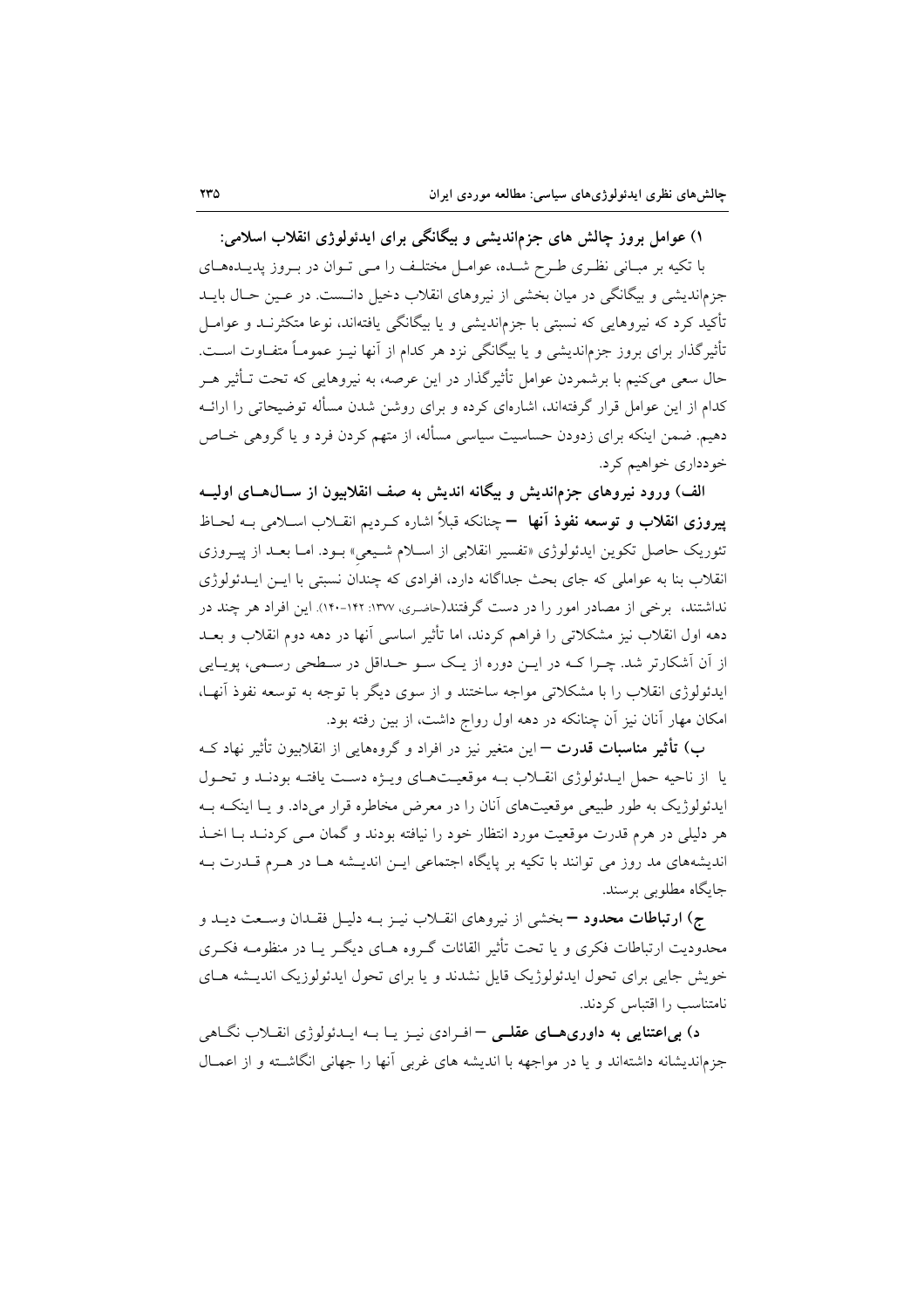### ۱) عوامل بروز چالش های جزم‌اندیشی و بیگانگی برای ایدئولوژی انقلاب اسلامی:

با تکیه بر مبانی نظری طرح شده، عوامل مختلف را می توان در بروز پدیده‌های جزم‌اندیشی و بیگانگی در میان بخشی از نیروهای انقلاب دخیل دانست. در عین حال باید تأکید کرد که نیروهایی که نسبتی با جزم‌اندیشی و یا بیگانگی یافته‌اند، نوعا متکثرند و عوامل تأثیرگذار برای بروز جزم‌اندیشی و یا بیگانگی نزد هر کدام از آنها نیز عموماً متفاوت است. حال سعی می‌کنیم با برشمردن عوامل تأثیرگذار در این عرصه، به نیروهایی که تحت تأثیر هر کدام از این عوامل قرار گرفته‌اند، اشاره‌ای کرده و برای روشن شدن مسأله توضیحاتی را ارائه دهیم. ضمن اینکه برای زدودن حساسیت سیاسی مسأله، از متهم کردن فرد و یا گروهی خاص خودداری خواهیم کرد.

**الف) ورود نیروهای جزم‌اندیش و بیگانه اندیش به صف انقلابیون از سال‌های اولیه پیروزی انقلاب و توسعه نفوذ آنها** – چنانکه قبلاً اشاره کردیم انقلاب اسلامی به لحاظ تئوریک حاصل تکوین ایدئولوژی «تفسیر انقلابی از اسلام شیعی» بود. اما بعد از پیروزی انقلاب بنا به عواملی که جای بحث جداگانه دارد، افرادی که چندان نسبتی با این ایدئولوژی نداشتند، برخی از مصادر امور را در دست گرفتند(حاضری، ۱۳۷۷: ۱۴۲-۱۴۰). این افراد هر چند در دهه اول انقلاب نیز مشکلاتی را فراهم کردند، اما تأثیر اساسی آنها در دهه دوم انقلاب و بعد از آن آشکارتر شد. چرا که در این دوره از یک سو حداقل در سطحی رسمی، پویایی ایدئولوژی انقلاب را با مشکلاتی مواجه ساختند و از سوی دیگر با توجه به توسعه نفوذ آنها، امکان مهار آنان نیز آن چنانکه در دهه اول رواج داشت، از بین رفته بود.

**ب) تأثیر مناسبات قدرت** – این متغیر نیز در افراد و گروههایی از انقلابیون تأثیر نهاد که یا از ناحیه حمل ایدئولوژی انقلاب به موقعیت‌های ویژه دست یافته بودند و تحول ایدئولوژیک به طور طبیعی موقعیت‌های آنان را در معرض مخاطره قرار می‌داد. و یا اینکه به هر دلیلی در هرم قدرت موقعیت مورد انتظار خود را نیافته بودند و گمان می کردند با اخذ اندیشه‌های مد روز می توانند با تکیه بر پایگاه اجتماعی این اندیشه ها در هرم قدرت به جایگاه مطلوبی برسند.

**ج) ارتباطات محدود** – بخشی از نیروهای انقلاب نیز به دلیل فقدان وسعت دید و محدودیت ارتباطات فکری و یا تحت تأثیر القائات گروه های دیگر یا در منظومه فکری خویش جایی برای تحول ایدئولوژیک قایل نشدند و یا برای تحول ایدئولوزیک اندیشه های نامتناسب را اقتباس کردند.

**د) بی‌اعتنایی به داوری‌های عقلی** – افرادی نیز یا به ایدئولوژی انقلاب نگاهی جزم‌اندیشانه داشته‌اند و یا در مواجهه با اندیشه های غربی آنها را جهانی انگاشته و از اعمال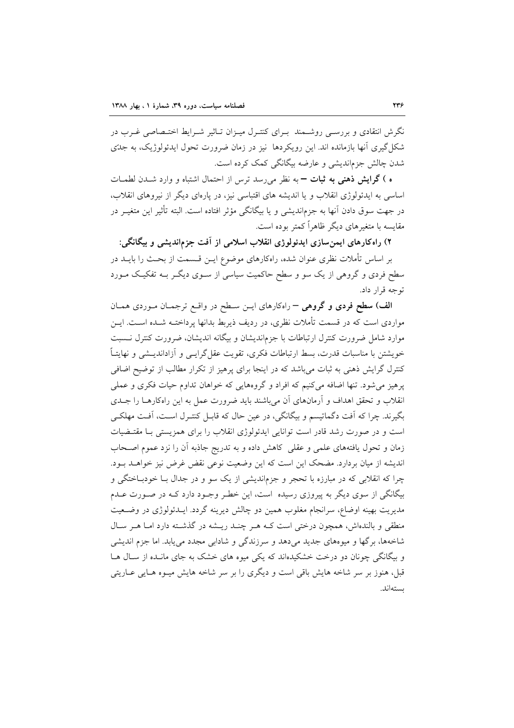نگرش انتقادی و بررسی روشمند برای کنترل میزان تاثیر شرایط اختصاصی غرب در شکل‌گیری آنها بازمانده اند. این رویکردها نیز در زمان ضرورت تحول ایدئولوژیک، به جدّی شدن چالش جزم‌اندیشی و عارضه بیگانگی کمک کرده است.

**ه ) گرایش ذهنی به ثبات** – به نظر می‌رسد ترس از احتمال اشتباه و وارد شدن لطمات اساسی به ایدئولوژی انقلاب و یا اندیشه های اقتباسی نیز، در پاره‌ای دیگر از نیروهای انقلاب، در جهت سوق دادن آنها به جزم‌اندیشی و یا بیگانگی مؤثر افتاده است. البته تأثیر این متغیر در مقایسه با متغیرهای دیگر ظاهراً کمتر بوده است.

**۲) راه‌کارهای ایمن‌سازی ایدئولوژی انقلاب اسلامی از آفت جزم‌اندیشی و بیگانگی:**

بر اساس تأملات نظری عنوان شده، راه‌کارهای موضوع این قسمت از بحث را باید در سطح فردی و گروهی از یک سو و سطح حاکمیت سیاسی از سوی دیگر به تفکیک مورد توجه قرار داد.

**الف) سطح فردی و گروهی** – راه‌کارهای این سطح در واقع ترجمان موردی همان مواردی است که در قسمت تأملات نظری، در ردیف ذیربط بدانها پرداخته شده است. این موارد شامل ضرورت کنترل ارتباطات با جزم‌اندیشان و بیگانه اندیشان، ضرورت کنترل نسبت خویشتن با مناسبات قدرت، بسط ارتباطات فکری، تقویت عقل‌گرایی و آزاداندیشی و نهایتاً کنترل گرایش ذهنی به ثبات می‌باشد که در اینجا برای پرهیز از تکرار مطالب از توضیح اضافی پرهیز می‌شود. تنها اضافه می‌کنیم که افراد و گروههایی که خواهان تداوم حیات فکری و عملی انقلاب و تحقق اهداف و آرمان‌های آن می‌باشند باید ضرورت عمل به این راه‌کارها را جدی بگیرند. چرا که آفت دگماتیسم و بیگانگی، در عین حال که قابل کنترل است، آفت مهلکی است و در صورت رشد قادر است توانایی ایدئولوژی انقلاب را برای همزیستی با مقتضیات زمان و تحول یافته‌های علمی و عقلی کاهش داده و به تدریج جاذبه آن را نزد عموم اصحاب اندیشه از میان بردارد. مضحک این است که این وضعیت نوعی نقض غرض نیز خواهد بود. چرا که انقلابی که در مبارزه با تحجر و جزم‌اندیشی از یک سو و در جدال با خودباختگی و بیگانگی از سوی دیگر به پیروزی رسیده است، این خطر وجود دارد که در صورت عدم مدیریت بهینه اوضاع، سرانجام مغلوب همین دو چالش دیرینه گردد. ایدئولوژی در وضعیت منطقی و بالنده‌اش، همچون درختی است که هر چند ریشه در گذشته دارد اما هر سال شاخه‌ها، برگها و میوه‌های جدید می‌دهد و سرزندگی و شادابی مجدد می‌یابد. اما جزم اندیشی و بیگانگی چونان دو درخت خشکیده‌اند که یکی میوه های خشک به جای مانده از سال ها قبل، هنوز بر سر شاخه هایش باقی است و دیگری را بر سر شاخه هایش میوه هایی عاریتی بسته‌اند.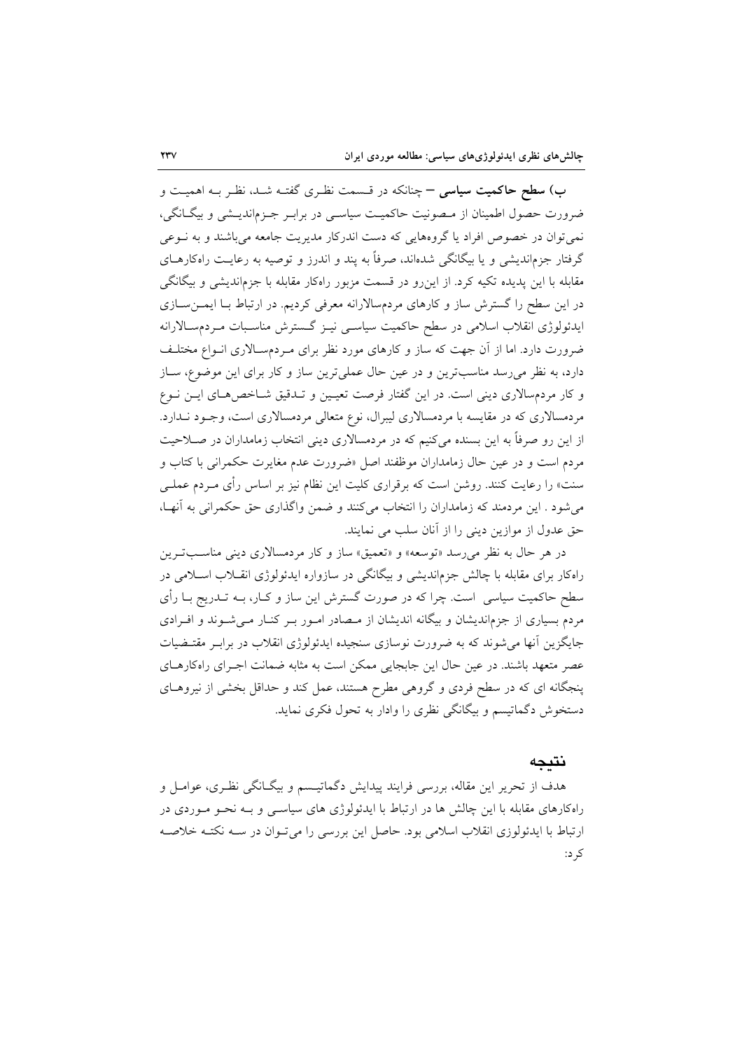**ب) سطح حاکمیت سیاسی** – چنانکه در قسمت نظری گفته شد، نظر به اهمیت و ضرورت حصول اطمینان از مصونیت حاکمیت سیاسی در برابر جزم‌اندیشی و بیگانگی، نمی‌توان در خصوص افراد یا گروههایی که دست اندرکار مدیریت جامعه می‌باشند و به نوعی گرفتار جزم‌اندیشی و یا بیگانگی شده‌اند، صرفاً به پند و اندرز و توصیه به رعایت راه‌کارهای مقابله با این پدیده تکیه کرد. از این‌رو در قسمت مزبور راه‌کار مقابله با جزم‌اندیشی و بیگانگی در این سطح را گسترش ساز و کارهای مردم‌سالارانه معرفی کردیم. در ارتباط با ایمن‌سازی ایدئولوژی انقلاب اسلامی در سطح حاکمیت سیاسی نیز گسترش مناسبات مردم‌سالارانه ضرورت دارد. اما از آن جهت که ساز و کارهای مورد نظر برای مردم‌سالاری انواع مختلف دارد، به نظر می‌رسد مناسب‌ترین و در عین حال عملی‌ترین ساز و کار برای این موضوع، ساز و کار مردم‌سالاری دینی است. در این گفتار فرصت تعیین و تدقیق شاخص‌های این نوع مردمسالاری که در مقایسه با مردمسالاری لیبرال، نوع متعالی مردمسالاری است، وجود ندارد. از این رو صرفاً به این بسنده می‌کنیم که در مردمسالاری دینی انتخاب زمامداران در صلاحیت مردم است و در عین حال زمامداران موظفند اصل «ضرورت عدم مغایرت حکمرانی با کتاب و سنت» را رعایت کنند. روشن است که برقراری کلیت این نظام نیز بر اساس رأی مردم عملی می‌شود . این مردمند که زمامداران را انتخاب می‌کنند و ضمن واگذاری حق حکمرانی به آنها، حق عدول از موازین دینی را از آنان سلب می نمایند.

در هر حال به نظر می‌رسد «توسعه» و «تعمیق» ساز و کار مردمسالاری دینی مناسب‌ترین راه‌کار برای مقابله با چالش جزم‌اندیشی و بیگانگی در سازواره ایدئولوژی انقلاب اسلامی در سطح حاکمیت سیاسی است. چرا که در صورت گسترش این ساز و کار، به تدریج با رأی مردم بسیاری از جزم‌اندیشان و بیگانه اندیشان از مصادر امور بر کنار می‌شوند و افرادی جایگزین آنها می‌شوند که به ضرورت نوسازی سنجیده ایدئولوژی انقلاب در برابر مقتضیات عصر متعهد باشند. در عین حال این جابجایی ممکن است به مثابه ضمانت اجرای راه‌کارهای پنجگانه ای که در سطح فردی و گروهی مطرح هستند، عمل کند و حداقل بخشی از نیروهای دستخوش دگماتیسم و بیگانگی نظری را وادار به تحول فکری نماید.

## نتیجه

هدف از تحریر این مقاله، بررسی فرایند پیدایش دگماتیسم و بیگانگی نظری، عوامل و راه‌کارهای مقابله با این چالش ها در ارتباط با ایدئولوژی های سیاسی و به نحو موردی در ارتباط با ایدئولوزی انقلاب اسلامی بود. حاصل این بررسی را می‌توان در سه نکته خلاصه کرد: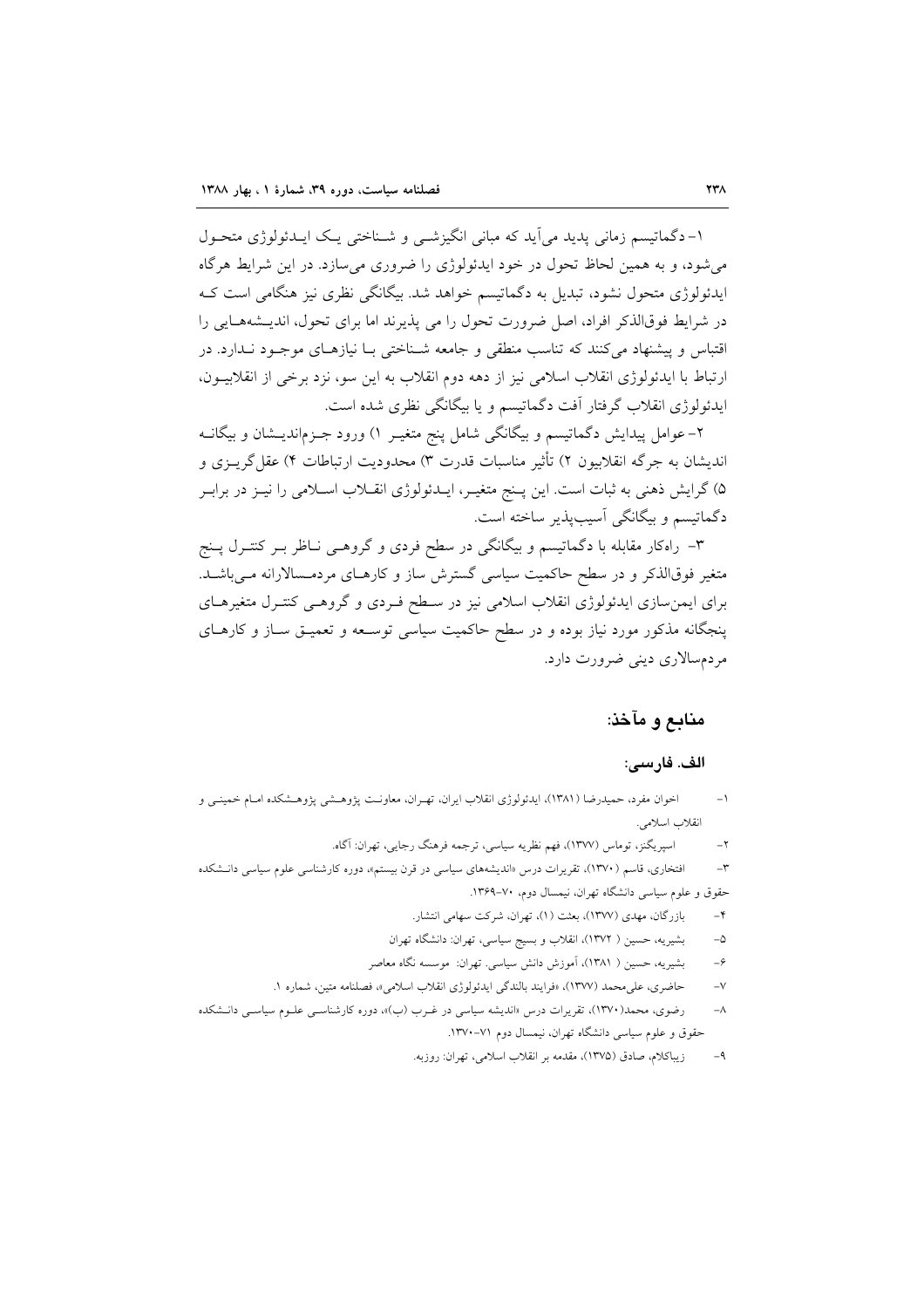۱- دگماتیسم زمانی پدید می‌آید که مبانی انگیزشی و شناختی یک ایدئولوژی متحول می‌شود، و به همین لحاظ تحول در خود ایدئولوژی را ضروری می‌سازد. در این شرایط هرگاه ایدئولوژی متحول نشود، تبدیل به دگماتیسم خواهد شد. بیگانگی نظری نیز هنگامی است که در شرایط فوق‌الذکر افراد، اصل ضرورت تحول را می پذیرند اما برای تحول، اندیشه‌هایی را اقتباس و پیشنهاد می‌کنند که تناسب منطقی و جامعه شناختی با نیازهای موجود ندارد. در ارتباط با ایدئولوژی انقلاب اسلامی نیز از دهه دوم انقلاب به این سو، نزد برخی از انقلابیون، ایدئولوژی انقلاب گرفتار آفت دگماتیسم و یا بیگانگی نظری شده است.

۲- عوامل پیدایش دگماتیسم و بیگانگی شامل پنج متغیر ۱) ورود جزم‌اندیشان و بیگانه اندیشان به جرگه انقلابیون ۲) تأثیر مناسبات قدرت ۳) محدودیت ارتباطات ۴) عقل‌گریزی و ۵) گرایش ذهنی به ثبات است. این پنج متغیر، ایدئولوژی انقلاب اسلامی را نیز در برابر دگماتیسم و بیگانگی آسیب‌پذیر ساخته است.

۳- راه‌کار مقابله با دگماتیسم و بیگانگی در سطح فردی و گروهی ناظر بر کنترل پنج متغیر فوق‌الذکر و در سطح حاکمیت سیاسی گسترش ساز و کارهای مردمسالارانه می‌باشد. برای ایمن‌سازی ایدئولوژی انقلاب اسلامی نیز در سطح فردی و گروهی کنترل متغیرهای پنجگانه مذکور مورد نیاز بوده و در سطح حاکمیت سیاسی توسعه و تعمیق ساز و کارهای مردم‌سالاری دینی ضرورت دارد.

## منابع و مآخذ:

### الف. فارسی:

۱- اخوان مفرد، حمیدرضا (۱۳۸۱)، ایدئولوژی انقلاب ایران، تهران، معاونت پژوهشی پژوهشکده امام خمینی و انقلاب اسلامی.

۲- اسپریگنز، توماس (۱۳۷۷)، فهم نظریه سیاسی، ترجمه فرهنگ رجایی، تهران: آگاه.

۳- افتخاری، قاسم (۱۳۷۰)، تقریرات درس «اندیشه‌های سیاسی در قرن بیستم»، دوره کارشناسی علوم سیاسی دانشکده حقوق و علوم سیاسی دانشگاه تهران، نیمسال دوم، ۷۰-۱۳۶۹.

۴- بازرگان، مهدی (۱۳۷۷)، بعثت (۱)، تهران، شرکت سهامی انتشار.

۵- بشیریه، حسین (۱۳۷۲)، انقلاب و بسیج سیاسی، تهران: دانشگاه تهران

۶- بشیریه، حسین (۱۳۸۱)، آموزش دانش سیاسی. تهران: موسسه نگاه معاصر

۷- حاضری، علی‌محمد (۱۳۷۷)، «فرایند بالندگی ایدئولوژی انقلاب اسلامی»، فصلنامه متین، شماره ۱.

۸- رضوی، محمد(۱۳۷۰)، تقریرات درس «اندیشه سیاسی در غرب (ب)»، دوره کارشناسی علوم سیاسی دانشکده حقوق و علوم سیاسی دانشگاه تهران، نیمسال دوم ۷۱-۱۳۷۰.

۹- زیباکلام، صادق (۱۳۷۵)، مقدمه بر انقلاب اسلامی، تهران: روزنه.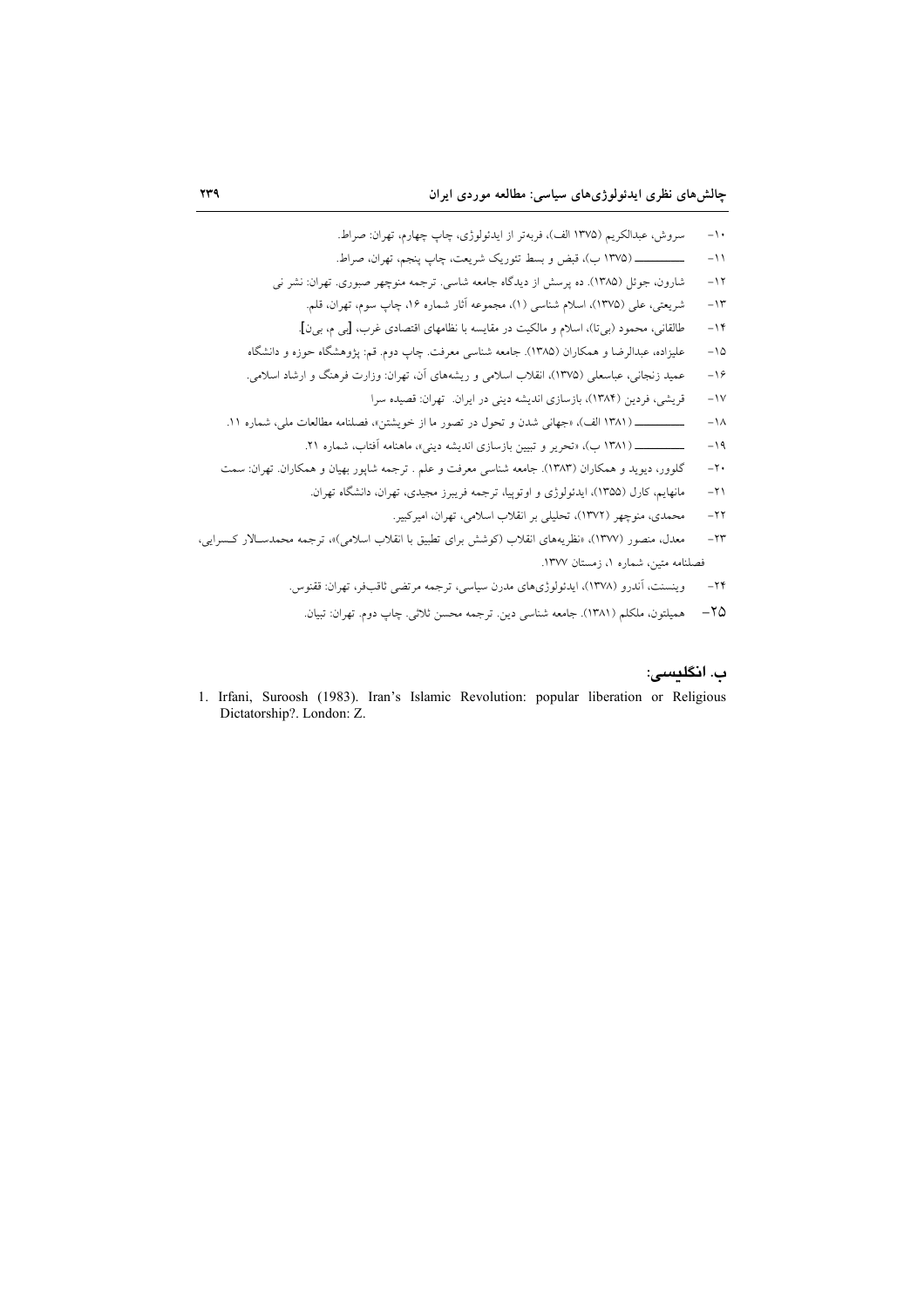۱۰- سروش، عبدالکریم (۱۳۷۵ الف)، فربه‌تر از ایدئولوژی، چاپ چهارم، تهران: صراط.

۱۱- ـــــــــــ (۱۳۷۵ ب)، قبض و بسط تئوریک شریعت، چاپ پنجم، تهران، صراط.

۱۲- شارون، جوئل (۱۳۸۵). ده پرسش از دیدگاه جامعه شاسی. ترجمه منوچهر صبوری. تهران: نشر نی

۱۳- شریعتی، علی (۱۳۷۵)، اسلام شناسی (۱)، مجموعه آثار شماره ۱۶، چاپ سوم، تهران، قلم.

۱۴- طالقانی، محمود (بی‌تا)، اسلام و مالکیت در مقایسه با نظامهای اقتصادی غرب، [بی م، بی‌ن].

۱۵- علیزاده، عبدالرضا و همکاران (۱۳۸۵). جامعه شناسی معرفت. چاپ دوم. قم: پژوهشگاه حوزه و دانشگاه

۱۶- عمید زنجانی، عباسعلی (۱۳۷۵)، انقلاب اسلامی و ریشه‌های آن، تهران: وزارت فرهنگ و ارشاد اسلامی.

۱۷- قریشی، فردین (۱۳۸۴)، بازسازی اندیشه دینی در ایران. تهران: قصیده سرا

۱۸- ـــــــــــ (۱۳۸۱ الف)، «جهانی شدن و تحول در تصور ما از خویشتن»، فصلنامه مطالعات ملی، شماره ۱۱.

۱۹- ـــــــــــ (۱۳۸۱ ب)، «تحریر و تبیین بازسازی اندیشه دینی»، ماهنامه آفتاب، شماره ۲۱.

۲۰- گلوور، دیوید و همکاران (۱۳۸۳). جامعه شناسی معرفت و علم . ترجمه شاپور بهیان و همکاران. تهران: سمت

۲۱- مانهایم، کارل (۱۳۵۵)، ایدئولوژی و اوتوپیا، ترجمه فریبرز مجیدی، تهران، دانشگاه تهران.

۲۲- محمدی، منوچهر (۱۳۷۲)، تحلیلی بر انقلاب اسلامی، تهران، امیرکبیر.

۲۳- معدل، منصور (۱۳۷۷)، «نظریه‌های انقلاب (کوشش برای تطبیق با انقلاب اسلامی)»، ترجمه محمدسالار کسرایی، فصلنامه متین، شماره ۱، زمستان ۱۳۷۷.

۲۴- وینسنت، آندرو (۱۳۷۸)، ایدئولوژی‌های مدرن سیاسی، ترجمه مرتضی ثاقب‌فر، تهران: ققنوس.

۲۵- همیلتون، ملکلم (۱۳۸۱). جامعه شناسی دین. ترجمه محسن ثلاثی. چاپ دوم. تهران: تبیان.

## ب. انگلیسی:

1. Irfani, Suroosh (1983). Iran's Islamic Revolution: popular liberation or Religious Dictatorship?. London: Z.